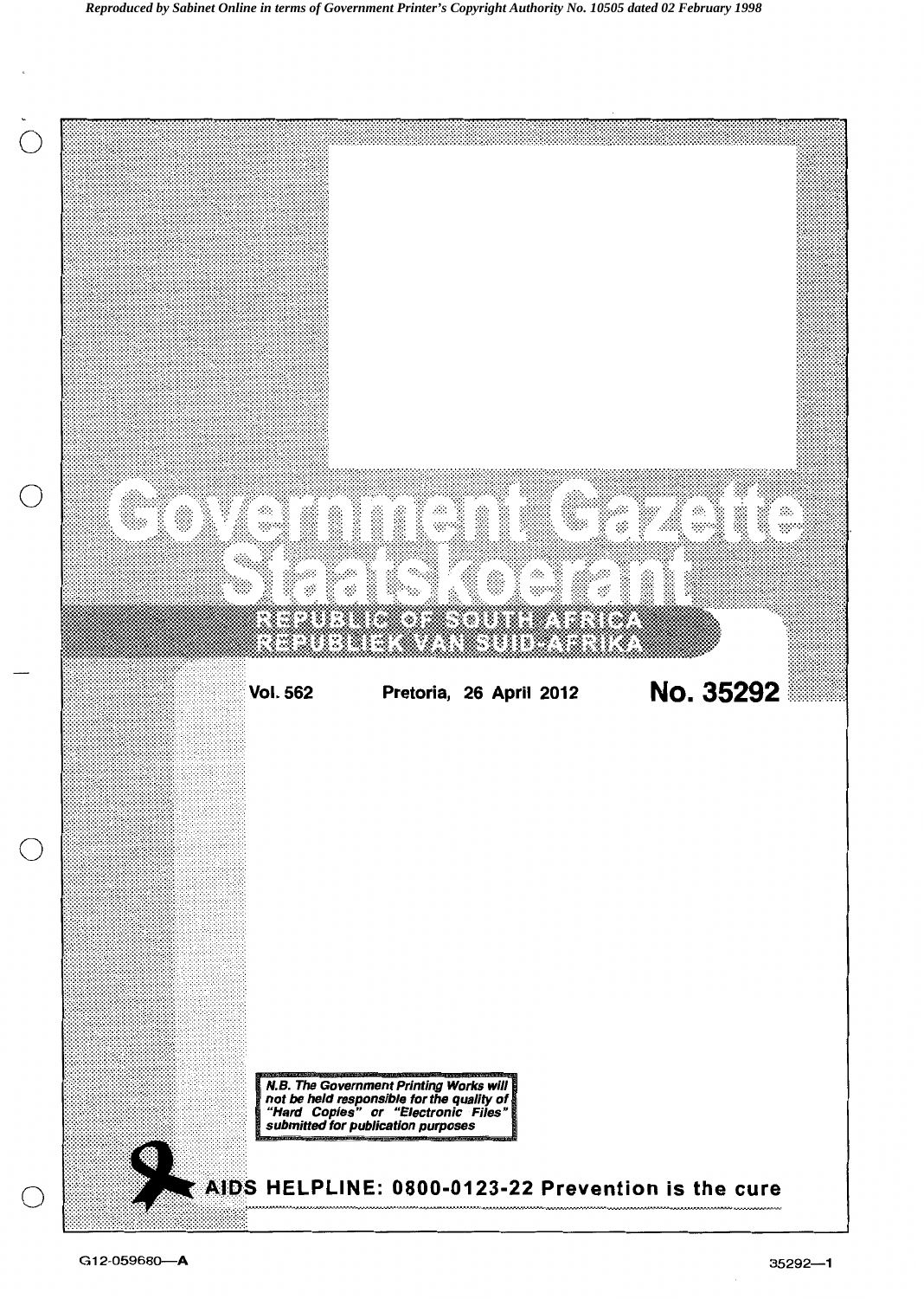# Government Gazette
# Staatskoerant

**REPUBLIC OF SOUTH AFRICA**
**REPUBLIEK VAN SUID-AFRIKA**

**Vol. 562** **Pretoria, 26 April 2012** **No. 35292**

***N.B. The Government Printing Works will not be held responsible for the quality of "Hard Copies" or "Electronic Files" submitted for publication purposes***

**AIDS HELPLINE: 0800-0123-22 Prevention is the cure**

G12-059680—A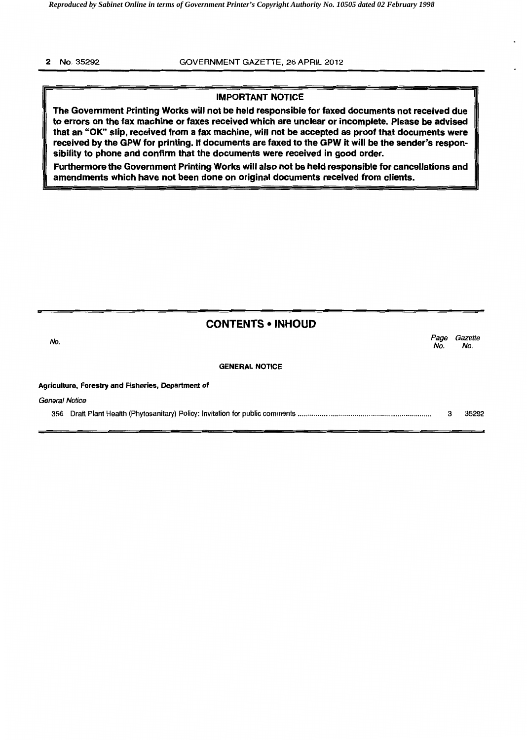## IMPORTANT NOTICE

**The Government Printing Works will not be held responsible for faxed documents not received due to errors on the fax machine or faxes received which are unclear or incomplete. Please be advised that an "OK" slip, received from a fax machine, will not be accepted as proof that documents were received by the GPW for printing. If documents are faxed to the GPW it will be the sender's responsibility to phone and confirm that the documents were received in good order.**

**Furthermore the Government Printing Works will also not be held responsible for cancellations and amendments which have not been done on original documents received from clients.**

## CONTENTS • INHOUD

| *No.* | | *Page No.* | *Gazette No.* |
|---|---|---|---|
| | **GENERAL NOTICE** | | |
| | **Agriculture, Forestry and Fisheries, Department of** | | |
| | *General Notice* | | |
| 356 | Draft Plant Health (Phytosanitary) Policy: Invitation for public comments | 3 | 35292 |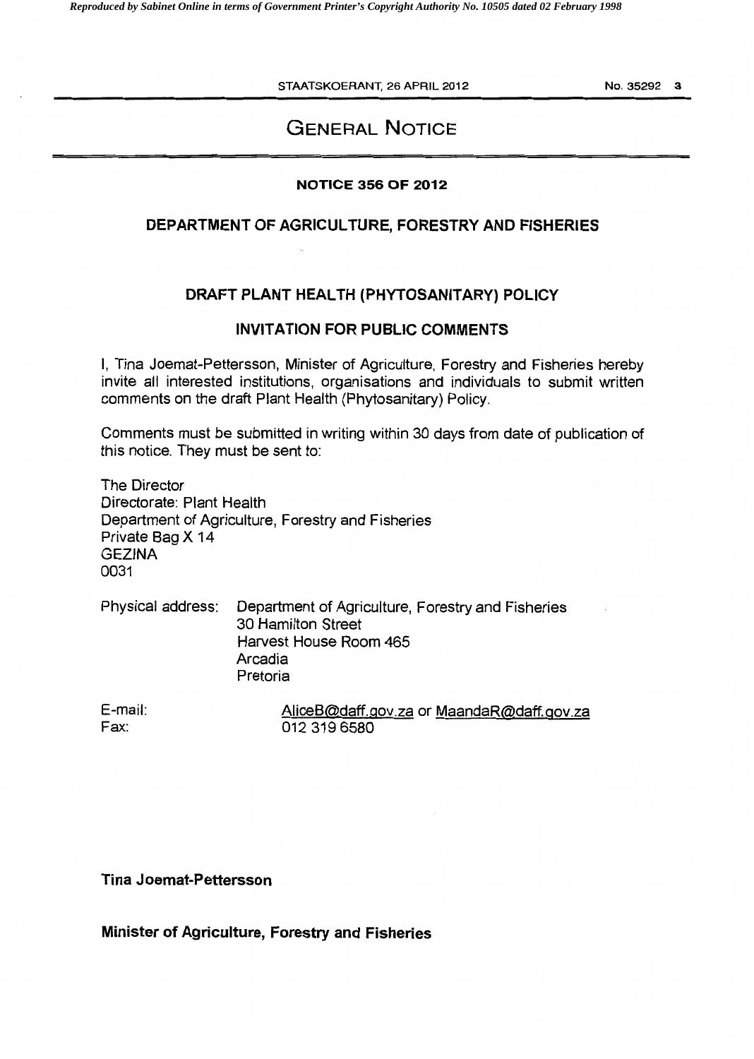# GENERAL NOTICE

## NOTICE 356 OF 2012

## DEPARTMENT OF AGRICULTURE, FORESTRY AND FISHERIES

### DRAFT PLANT HEALTH (PHYTOSANITARY) POLICY

### INVITATION FOR PUBLIC COMMENTS

I, Tina Joemat-Pettersson, Minister of Agriculture, Forestry and Fisheries hereby invite all interested institutions, organisations and individuals to submit written comments on the draft Plant Health (Phytosanitary) Policy.

Comments must be submitted in writing within 30 days from date of publication of this notice. They must be sent to:

The Director
Directorate: Plant Health
Department of Agriculture, Forestry and Fisheries
Private Bag X 14
GEZINA
0031

Physical address: Department of Agriculture, Forestry and Fisheries
30 Hamilton Street
Harvest House Room 465
Arcadia
Pretoria

E-mail: AliceB@daff.gov.za or MaandaR@daff.gov.za
Fax: 012 319 6580

**Tina Joemat-Pettersson**

**Minister of Agriculture, Forestry and Fisheries**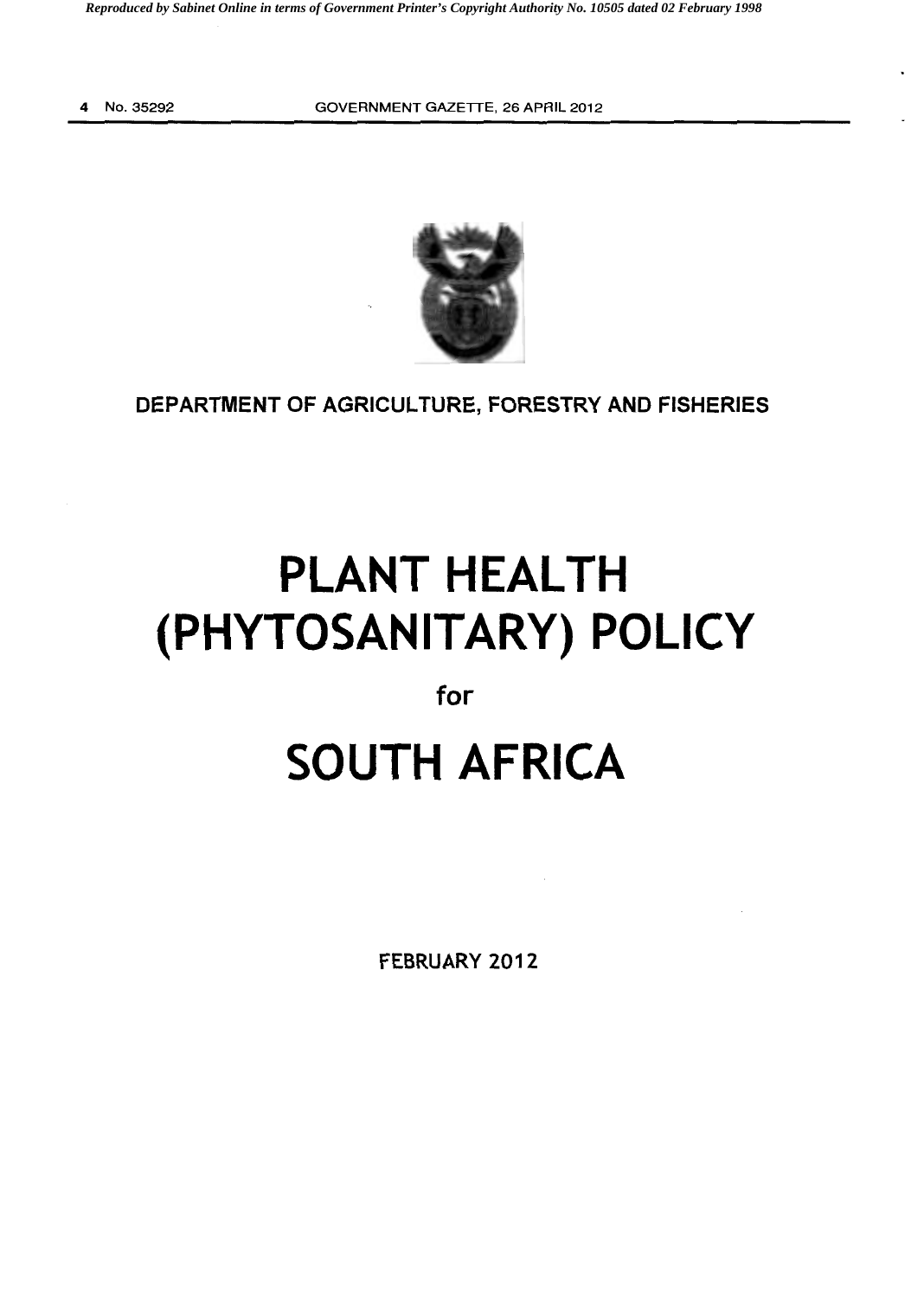DEPARTMENT OF AGRICULTURE, FORESTRY AND FISHERIES

# PLANT HEALTH (PHYTOSANITARY) POLICY

for

# SOUTH AFRICA

FEBRUARY 2012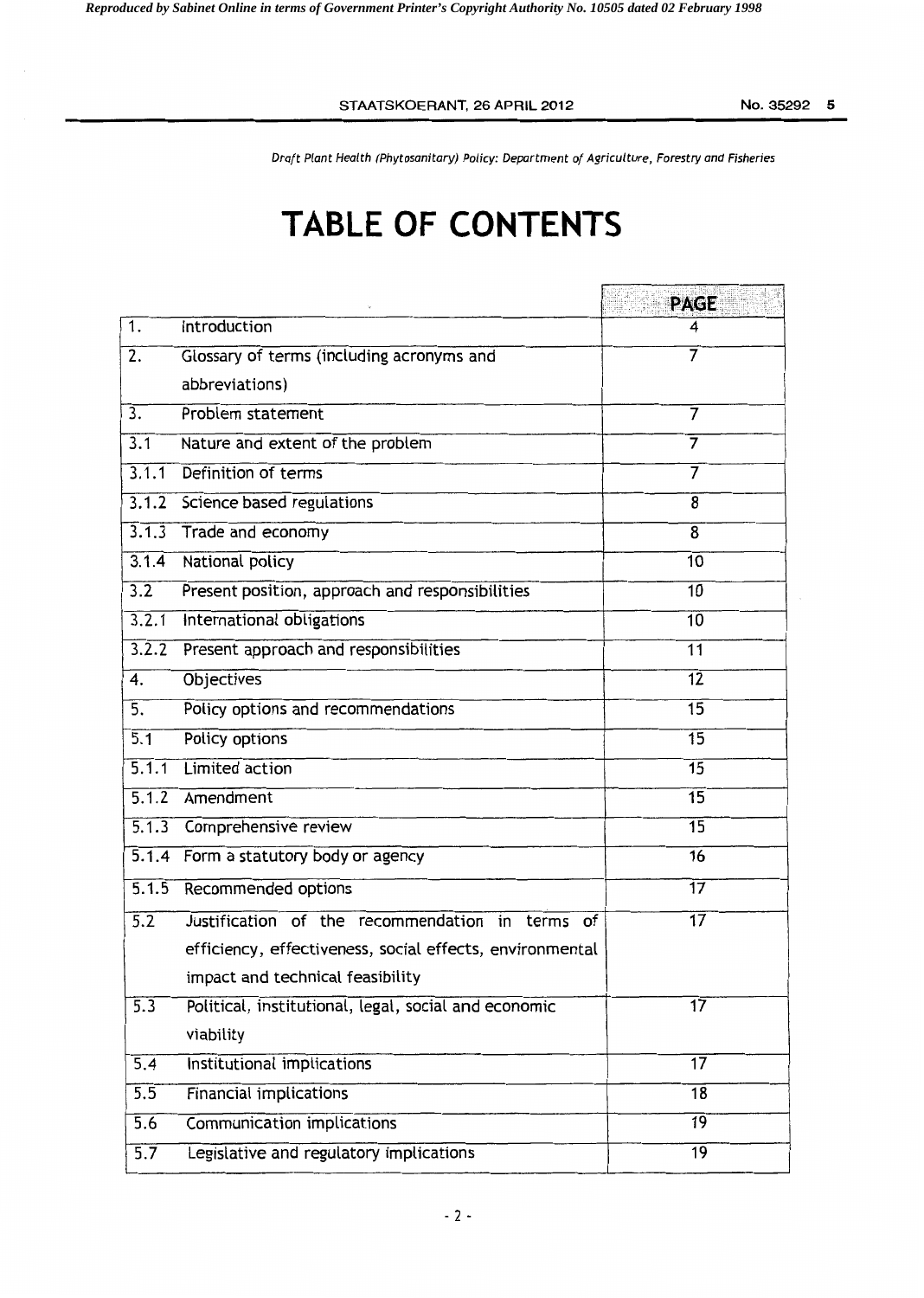# TABLE OF CONTENTS

| | | PAGE |
|---|---|---|
| 1. | Introduction | 4 |
| 2. | Glossary of terms (including acronyms and abbreviations) | 7 |
| 3. | Problem statement | 7 |
| 3.1 | Nature and extent of the problem | 7 |
| 3.1.1 | Definition of terms | 7 |
| 3.1.2 | Science based regulations | 8 |
| 3.1.3 | Trade and economy | 8 |
| 3.1.4 | National policy | 10 |
| 3.2 | Present position, approach and responsibilities | 10 |
| 3.2.1 | International obligations | 10 |
| 3.2.2 | Present approach and responsibilities | 11 |
| 4. | Objectives | 12 |
| 5. | Policy options and recommendations | 15 |
| 5.1 | Policy options | 15 |
| 5.1.1 | Limited action | 15 |
| 5.1.2 | Amendment | 15 |
| 5.1.3 | Comprehensive review | 15 |
| 5.1.4 | Form a statutory body or agency | 16 |
| 5.1.5 | Recommended options | 17 |
| 5.2 | Justification of the recommendation in terms of efficiency, effectiveness, social effects, environmental impact and technical feasibility | 17 |
| 5.3 | Political, institutional, legal, social and economic viability | 17 |
| 5.4 | Institutional implications | 17 |
| 5.5 | Financial implications | 18 |
| 5.6 | Communication implications | 19 |
| 5.7 | Legislative and regulatory implications | 19 |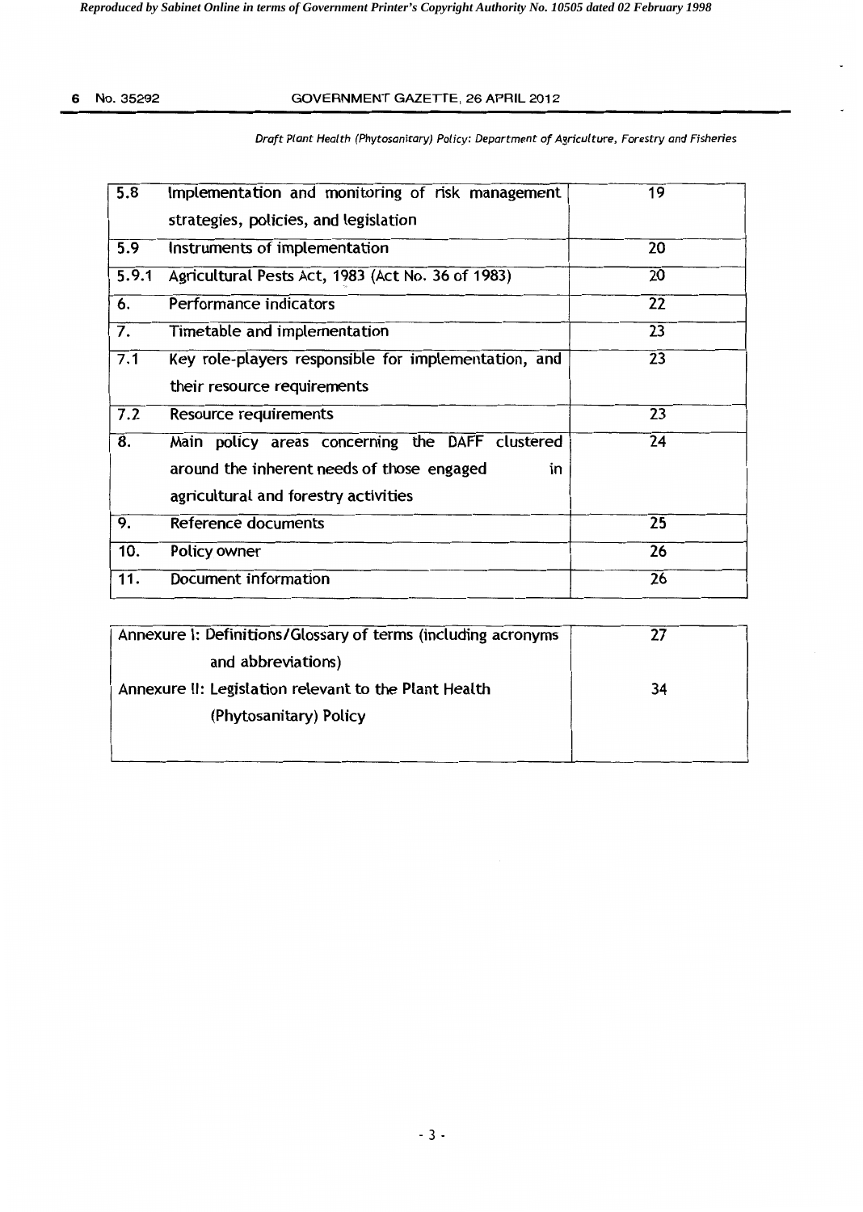| | | |
|---|---|---|
| 5.8 | Implementation and monitoring of risk management strategies, policies, and legislation | 19 |
| 5.9 | Instruments of implementation | 20 |
| 5.9.1 | Agricultural Pests Act, 1983 (Act No. 36 of 1983) | 20 |
| 6. | Performance indicators | 22 |
| 7. | Timetable and implementation | 23 |
| 7.1 | Key role-players responsible for implementation, and their resource requirements | 23 |
| 7.2 | Resource requirements | 23 |
| 8. | Main policy areas concerning the DAFF clustered around the inherent needs of those engaged in agricultural and forestry activities | 24 |
| 9. | Reference documents | 25 |
| 10. | Policy owner | 26 |
| 11. | Document information | 26 |

| | |
|---|---|
| Annexure I: Definitions/Glossary of terms (including acronyms and abbreviations) | 27 |
| Annexure II: Legislation relevant to the Plant Health (Phytosanitary) Policy | 34 |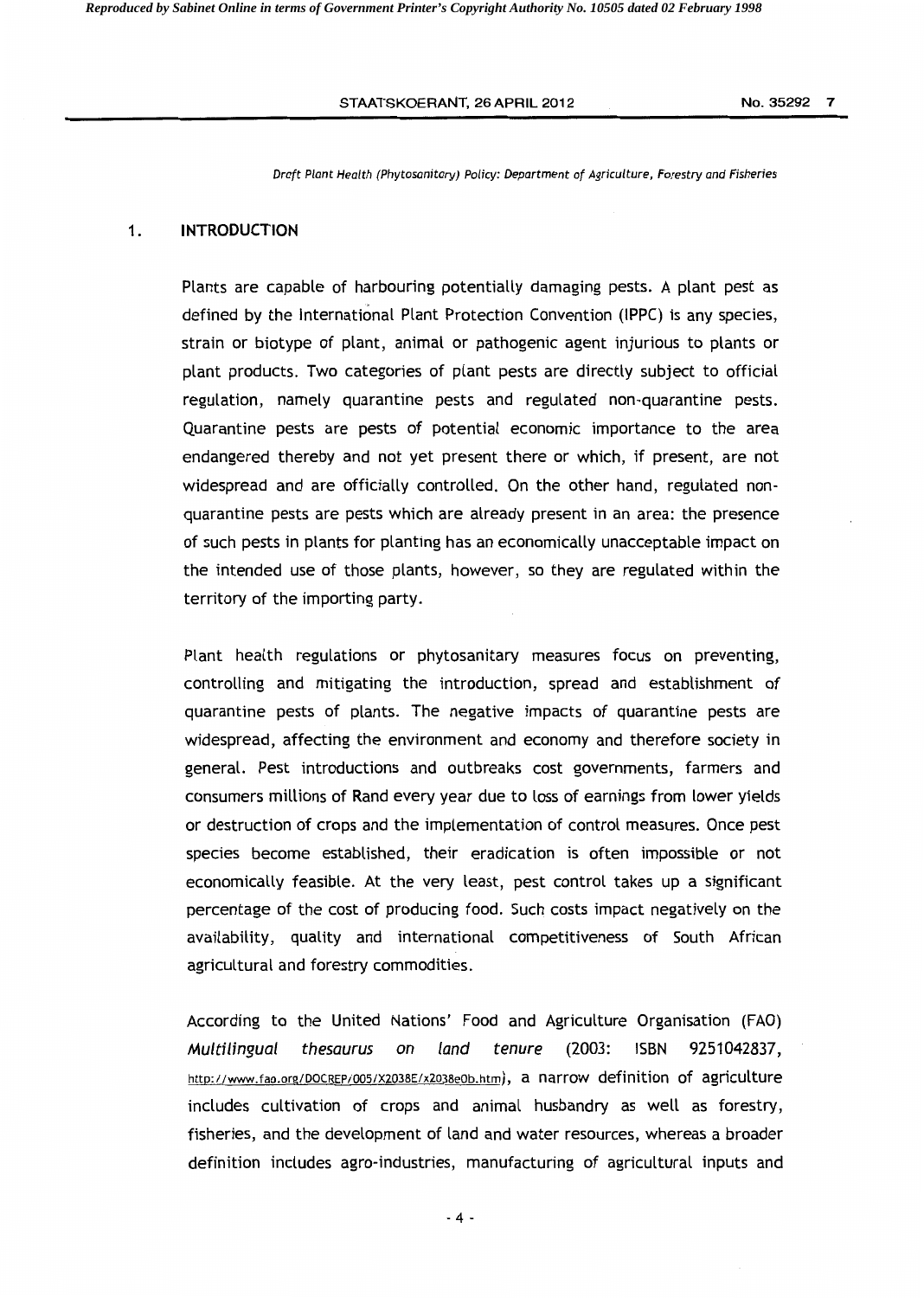## 1. INTRODUCTION

Plants are capable of harbouring potentially damaging pests. A plant pest as defined by the International Plant Protection Convention (IPPC) is any species, strain or biotype of plant, animal or pathogenic agent injurious to plants or plant products. Two categories of plant pests are directly subject to official regulation, namely quarantine pests and regulated non-quarantine pests. Quarantine pests are pests of potential economic importance to the area endangered thereby and not yet present there or which, if present, are not widespread and are officially controlled. On the other hand, regulated non-quarantine pests are pests which are already present in an area: the presence of such pests in plants for planting has an economically unacceptable impact on the intended use of those plants, however, so they are regulated within the territory of the importing party.

Plant health regulations or phytosanitary measures focus on preventing, controlling and mitigating the introduction, spread and establishment of quarantine pests of plants. The negative impacts of quarantine pests are widespread, affecting the environment and economy and therefore society in general. Pest introductions and outbreaks cost governments, farmers and consumers millions of Rand every year due to loss of earnings from lower yields or destruction of crops and the implementation of control measures. Once pest species become established, their eradication is often impossible or not economically feasible. At the very least, pest control takes up a significant percentage of the cost of producing food. Such costs impact negatively on the availability, quality and international competitiveness of South African agricultural and forestry commodities.

According to the United Nations' Food and Agriculture Organisation (FAO) *Multilingual thesaurus on land tenure* (2003: ISBN 9251042837, http://www.fao.org/DOCREP/005/X2038E/x2038e0b.htm), a narrow definition of agriculture includes cultivation of crops and animal husbandry as well as forestry, fisheries, and the development of land and water resources, whereas a broader definition includes agro-industries, manufacturing of agricultural inputs and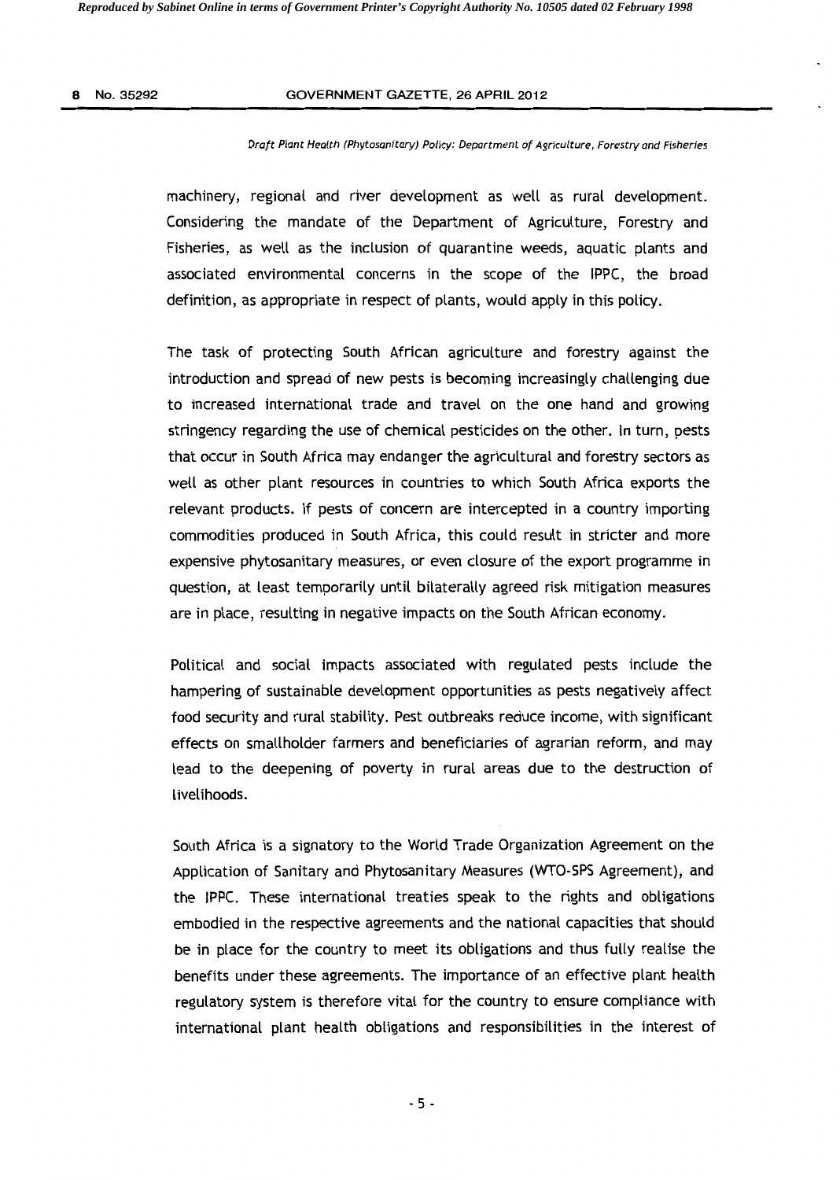machinery, regional and river development as well as rural development. Considering the mandate of the Department of Agriculture, Forestry and Fisheries, as well as the inclusion of quarantine weeds, aquatic plants and associated environmental concerns in the scope of the IPPC, the broad definition, as appropriate in respect of plants, would apply in this policy.

The task of protecting South African agriculture and forestry against the introduction and spread of new pests is becoming increasingly challenging due to increased international trade and travel on the one hand and growing stringency regarding the use of chemical pesticides on the other. In turn, pests that occur in South Africa may endanger the agricultural and forestry sectors as well as other plant resources in countries to which South Africa exports the relevant products. If pests of concern are intercepted in a country importing commodities produced in South Africa, this could result in stricter and more expensive phytosanitary measures, or even closure of the export programme in question, at least temporarily until bilaterally agreed risk mitigation measures are in place, resulting in negative impacts on the South African economy.

Political and social impacts associated with regulated pests include the hampering of sustainable development opportunities as pests negatively affect food security and rural stability. Pest outbreaks reduce income, with significant effects on smallholder farmers and beneficiaries of agrarian reform, and may lead to the deepening of poverty in rural areas due to the destruction of livelihoods.

South Africa is a signatory to the World Trade Organization Agreement on the Application of Sanitary and Phytosanitary Measures (WTO-SPS Agreement), and the IPPC. These international treaties speak to the rights and obligations embodied in the respective agreements and the national capacities that should be in place for the country to meet its obligations and thus fully realise the benefits under these agreements. The importance of an effective plant health regulatory system is therefore vital for the country to ensure compliance with international plant health obligations and responsibilities in the interest of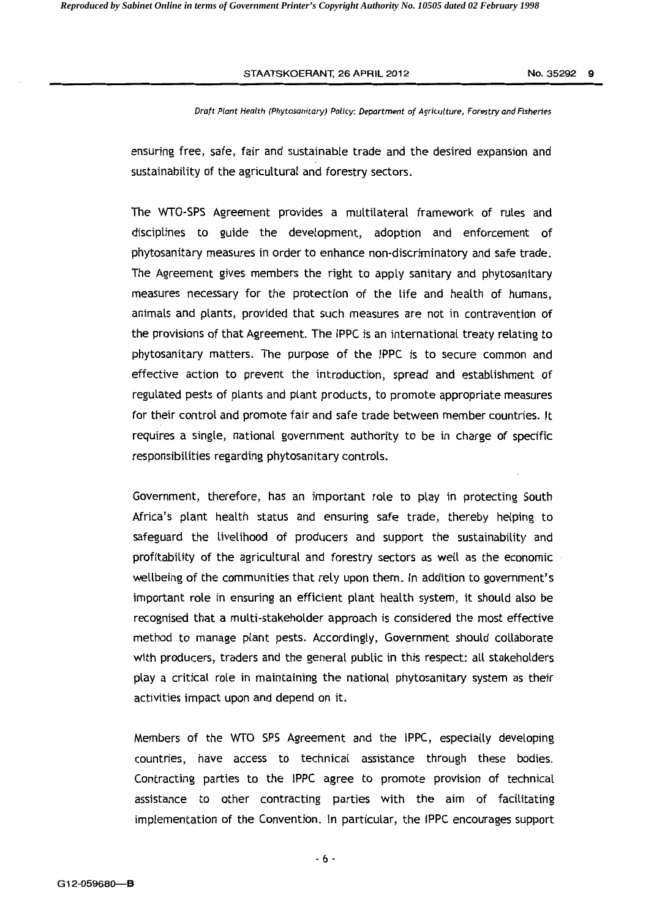ensuring free, safe, fair and sustainable trade and the desired expansion and sustainability of the agricultural and forestry sectors.

The WTO-SPS Agreement provides a multilateral framework of rules and disciplines to guide the development, adoption and enforcement of phytosanitary measures in order to enhance non-discriminatory and safe trade. The Agreement gives members the right to apply sanitary and phytosanitary measures necessary for the protection of the life and health of humans, animals and plants, provided that such measures are not in contravention of the provisions of that Agreement. The IPPC is an international treaty relating to phytosanitary matters. The purpose of the IPPC is to secure common and effective action to prevent the introduction, spread and establishment of regulated pests of plants and plant products, to promote appropriate measures for their control and promote fair and safe trade between member countries. It requires a single, national government authority to be in charge of specific responsibilities regarding phytosanitary controls.

Government, therefore, has an important role to play in protecting South Africa's plant health status and ensuring safe trade, thereby helping to safeguard the livelihood of producers and support the sustainability and profitability of the agricultural and forestry sectors as well as the economic wellbeing of the communities that rely upon them. In addition to government's important role in ensuring an efficient plant health system, it should also be recognised that a multi-stakeholder approach is considered the most effective method to manage plant pests. Accordingly, Government should collaborate with producers, traders and the general public in this respect: all stakeholders play a critical role in maintaining the national phytosanitary system as their activities impact upon and depend on it.

Members of the WTO SPS Agreement and the IPPC, especially developing countries, have access to technical assistance through these bodies. Contracting parties to the IPPC agree to promote provision of technical assistance to other contracting parties with the aim of facilitating implementation of the Convention. In particular, the IPPC encourages support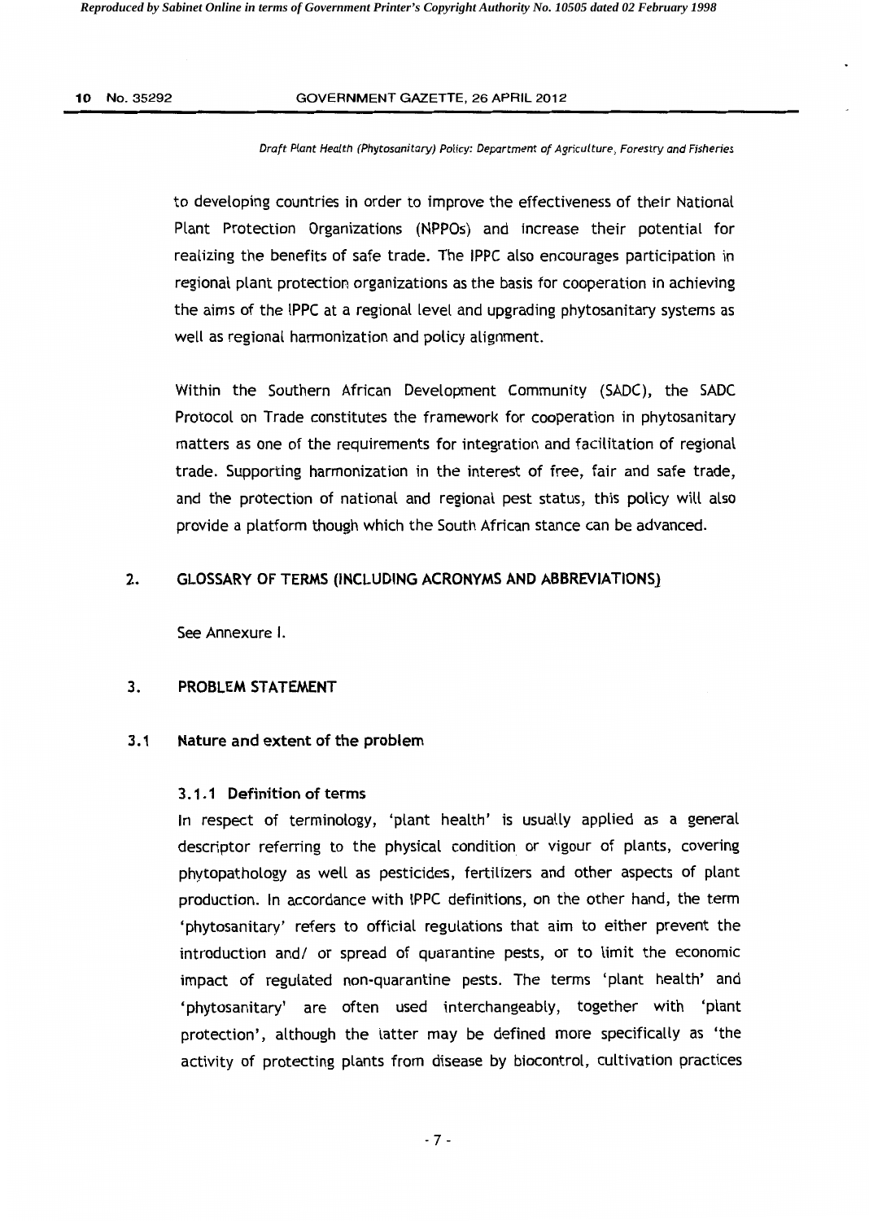to developing countries in order to improve the effectiveness of their National Plant Protection Organizations (NPPOs) and increase their potential for realizing the benefits of safe trade. The IPPC also encourages participation in regional plant protection organizations as the basis for cooperation in achieving the aims of the IPPC at a regional level and upgrading phytosanitary systems as well as regional harmonization and policy alignment.

Within the Southern African Development Community (SADC), the SADC Protocol on Trade constitutes the framework for cooperation in phytosanitary matters as one of the requirements for integration and facilitation of regional trade. Supporting harmonization in the interest of free, fair and safe trade, and the protection of national and regional pest status, this policy will also provide a platform though which the South African stance can be advanced.

## 2. GLOSSARY OF TERMS (INCLUDING ACRONYMS AND ABBREVIATIONS)

See Annexure I.

## 3. PROBLEM STATEMENT

### 3.1 Nature and extent of the problem

#### 3.1.1 Definition of terms

In respect of terminology, 'plant health' is usually applied as a general descriptor referring to the physical condition or vigour of plants, covering phytopathology as well as pesticides, fertilizers and other aspects of plant production. In accordance with IPPC definitions, on the other hand, the term 'phytosanitary' refers to official regulations that aim to either prevent the introduction and/ or spread of quarantine pests, or to limit the economic impact of regulated non-quarantine pests. The terms 'plant health' and 'phytosanitary' are often used interchangeably, together with 'plant protection', although the latter may be defined more specifically as 'the activity of protecting plants from disease by biocontrol, cultivation practices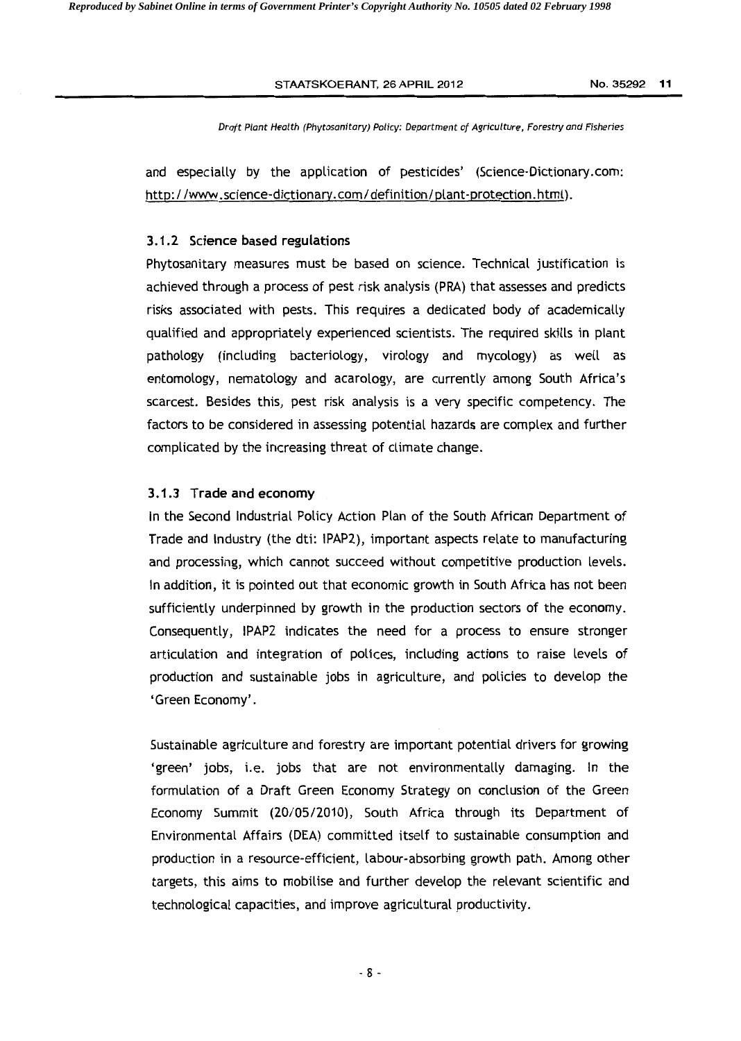and especially by the application of pesticides' (Science-Dictionary.com: http://www.science-dictionary.com/definition/plant-protection.html).

### 3.1.2 Science based regulations

Phytosanitary measures must be based on science. Technical justification is achieved through a process of pest risk analysis (PRA) that assesses and predicts risks associated with pests. This requires a dedicated body of academically qualified and appropriately experienced scientists. The required skills in plant pathology (including bacteriology, virology and mycology) as well as entomology, nematology and acarology, are currently among South Africa's scarcest. Besides this, pest risk analysis is a very specific competency. The factors to be considered in assessing potential hazards are complex and further complicated by the increasing threat of climate change.

### 3.1.3 Trade and economy

In the Second Industrial Policy Action Plan of the South African Department of Trade and Industry (the dti: IPAP2), important aspects relate to manufacturing and processing, which cannot succeed without competitive production levels. In addition, it is pointed out that economic growth in South Africa has not been sufficiently underpinned by growth in the production sectors of the economy. Consequently, IPAP2 indicates the need for a process to ensure stronger articulation and integration of polices, including actions to raise levels of production and sustainable jobs in agriculture, and policies to develop the 'Green Economy'.

Sustainable agriculture and forestry are important potential drivers for growing 'green' jobs, i.e. jobs that are not environmentally damaging. In the formulation of a Draft Green Economy Strategy on conclusion of the Green Economy Summit (20/05/2010), South Africa through its Department of Environmental Affairs (DEA) committed itself to sustainable consumption and production in a resource-efficient, labour-absorbing growth path. Among other targets, this aims to mobilise and further develop the relevant scientific and technological capacities, and improve agricultural productivity.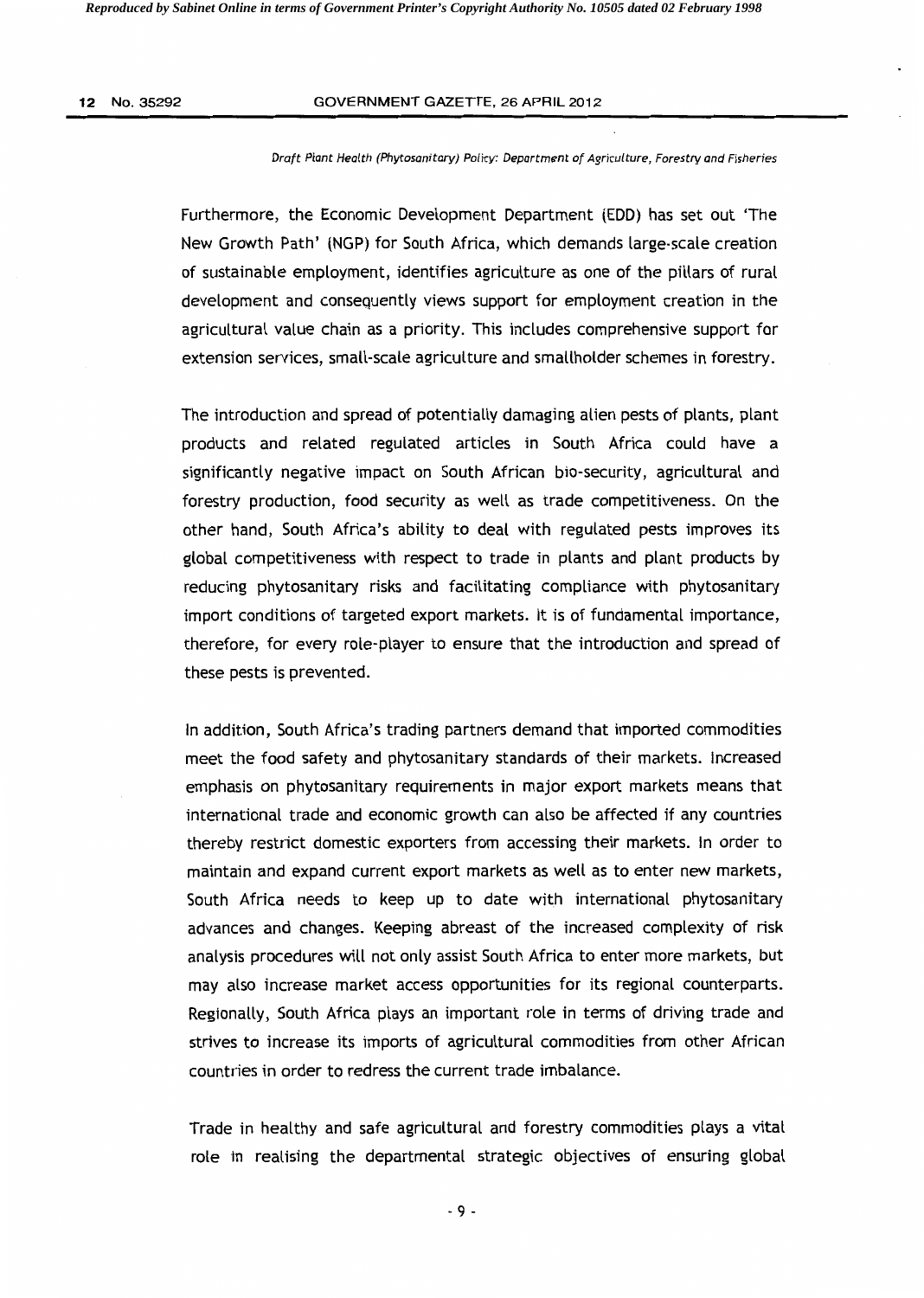Furthermore, the Economic Development Department (EDD) has set out 'The New Growth Path' (NGP) for South Africa, which demands large-scale creation of sustainable employment, identifies agriculture as one of the pillars of rural development and consequently views support for employment creation in the agricultural value chain as a priority. This includes comprehensive support for extension services, small-scale agriculture and smallholder schemes in forestry.

The introduction and spread of potentially damaging alien pests of plants, plant products and related regulated articles in South Africa could have a significantly negative impact on South African bio-security, agricultural and forestry production, food security as well as trade competitiveness. On the other hand, South Africa's ability to deal with regulated pests improves its global competitiveness with respect to trade in plants and plant products by reducing phytosanitary risks and facilitating compliance with phytosanitary import conditions of targeted export markets. It is of fundamental importance, therefore, for every role-player to ensure that the introduction and spread of these pests is prevented.

In addition, South Africa's trading partners demand that imported commodities meet the food safety and phytosanitary standards of their markets. Increased emphasis on phytosanitary requirements in major export markets means that international trade and economic growth can also be affected if any countries thereby restrict domestic exporters from accessing their markets. In order to maintain and expand current export markets as well as to enter new markets, South Africa needs to keep up to date with international phytosanitary advances and changes. Keeping abreast of the increased complexity of risk analysis procedures will not only assist South Africa to enter more markets, but may also increase market access opportunities for its regional counterparts. Regionally, South Africa plays an important role in terms of driving trade and strives to increase its imports of agricultural commodities from other African countries in order to redress the current trade imbalance.

Trade in healthy and safe agricultural and forestry commodities plays a vital role in realising the departmental strategic objectives of ensuring global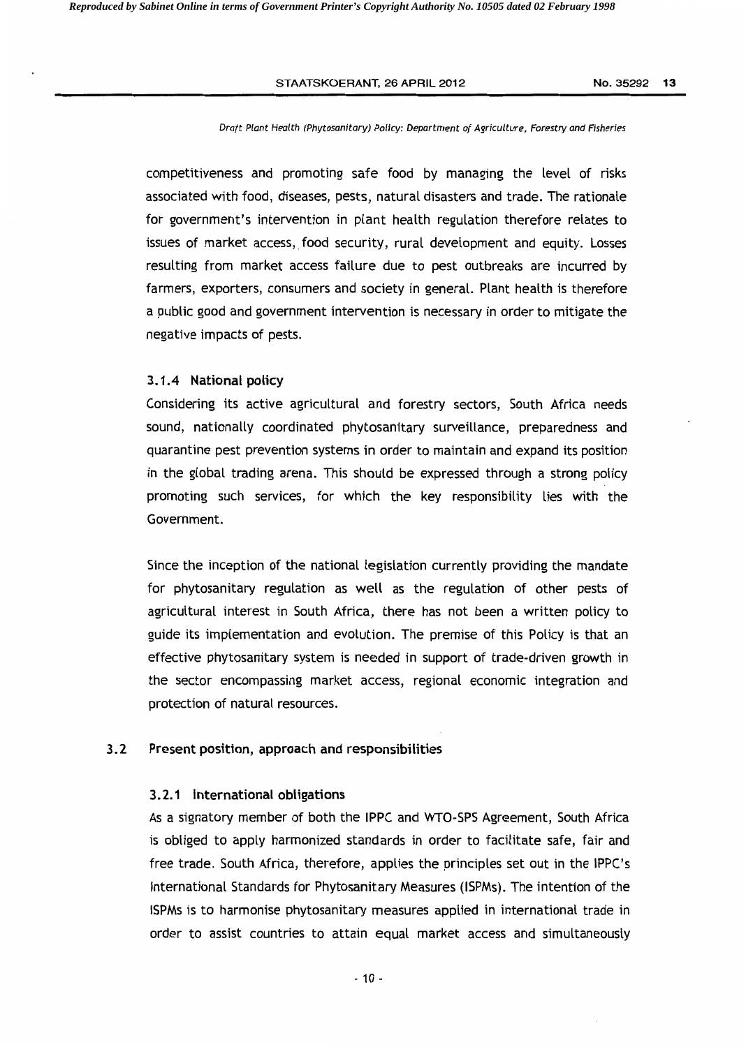competitiveness and promoting safe food by managing the level of risks associated with food, diseases, pests, natural disasters and trade. The rationale for government's intervention in plant health regulation therefore relates to issues of market access, food security, rural development and equity. Losses resulting from market access failure due to pest outbreaks are incurred by farmers, exporters, consumers and society in general. Plant health is therefore a public good and government intervention is necessary in order to mitigate the negative impacts of pests.

#### 3.1.4 National policy

Considering its active agricultural and forestry sectors, South Africa needs sound, nationally coordinated phytosanitary surveillance, preparedness and quarantine pest prevention systems in order to maintain and expand its position in the global trading arena. This should be expressed through a strong policy promoting such services, for which the key responsibility lies with the Government.

Since the inception of the national legislation currently providing the mandate for phytosanitary regulation as well as the regulation of other pests of agricultural interest in South Africa, there has not been a written policy to guide its implementation and evolution. The premise of this Policy is that an effective phytosanitary system is needed in support of trade-driven growth in the sector encompassing market access, regional economic integration and protection of natural resources.

### 3.2 Present position, approach and responsibilities

#### 3.2.1 International obligations

As a signatory member of both the IPPC and WTO-SPS Agreement, South Africa is obliged to apply harmonized standards in order to facilitate safe, fair and free trade. South Africa, therefore, applies the principles set out in the IPPC's International Standards for Phytosanitary Measures (ISPMs). The intention of the ISPMs is to harmonise phytosanitary measures applied in international trade in order to assist countries to attain equal market access and simultaneously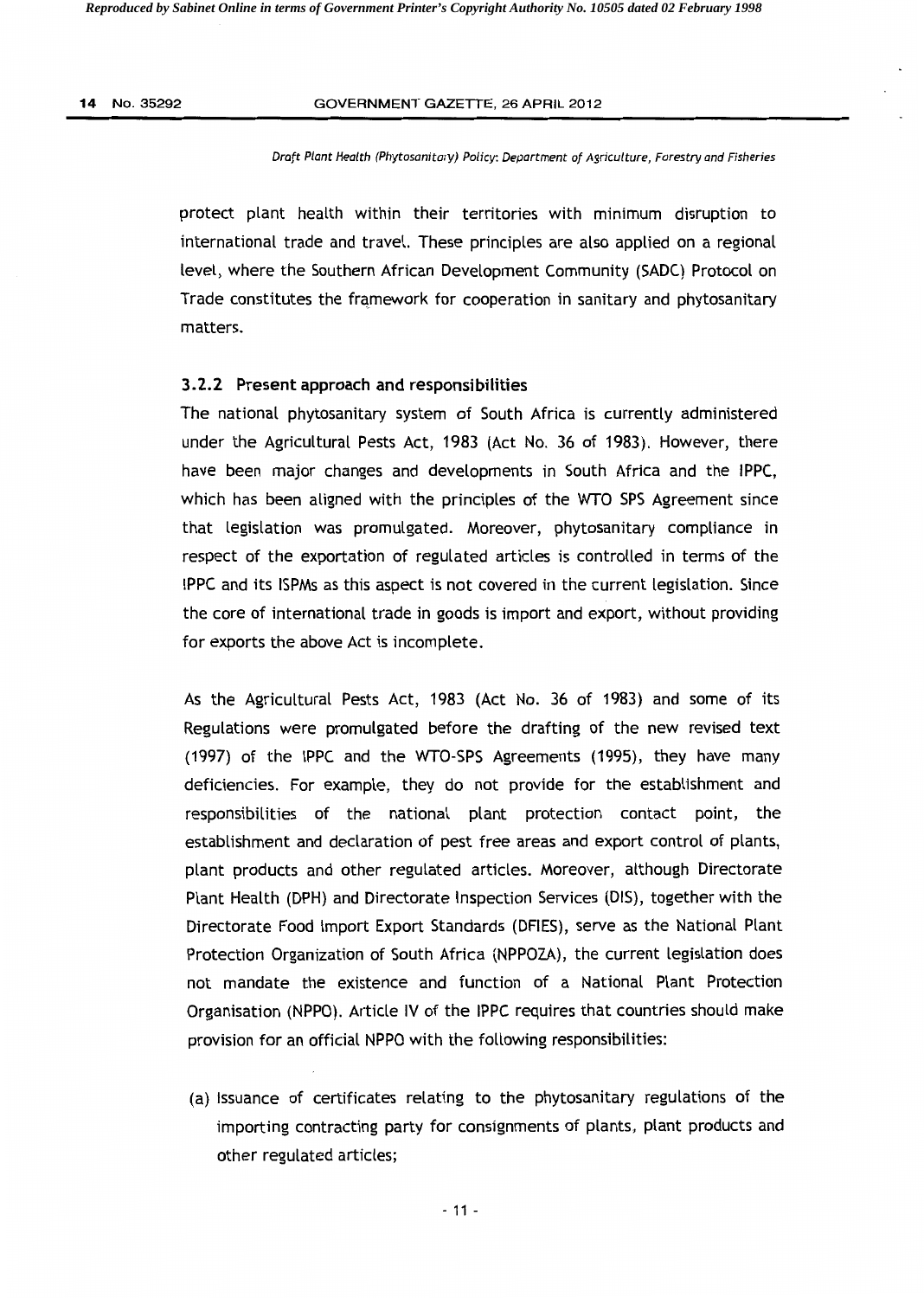protect plant health within their territories with minimum disruption to international trade and travel. These principles are also applied on a regional level, where the Southern African Development Community (SADC) Protocol on Trade constitutes the framework for cooperation in sanitary and phytosanitary matters.

### 3.2.2 Present approach and responsibilities

The national phytosanitary system of South Africa is currently administered under the Agricultural Pests Act, 1983 (Act No. 36 of 1983). However, there have been major changes and developments in South Africa and the IPPC, which has been aligned with the principles of the WTO SPS Agreement since that legislation was promulgated. Moreover, phytosanitary compliance in respect of the exportation of regulated articles is controlled in terms of the IPPC and its ISPMs as this aspect is not covered in the current legislation. Since the core of international trade in goods is import and export, without providing for exports the above Act is incomplete.

As the Agricultural Pests Act, 1983 (Act No. 36 of 1983) and some of its Regulations were promulgated before the drafting of the new revised text (1997) of the IPPC and the WTO-SPS Agreements (1995), they have many deficiencies. For example, they do not provide for the establishment and responsibilities of the national plant protection contact point, the establishment and declaration of pest free areas and export control of plants, plant products and other regulated articles. Moreover, although Directorate Plant Health (DPH) and Directorate Inspection Services (DIS), together with the Directorate Food Import Export Standards (DFIES), serve as the National Plant Protection Organization of South Africa (NPPOZA), the current legislation does not mandate the existence and function of a National Plant Protection Organisation (NPPO). Article IV of the IPPC requires that countries should make provision for an official NPPO with the following responsibilities:

(a) Issuance of certificates relating to the phytosanitary regulations of the importing contracting party for consignments of plants, plant products and other regulated articles;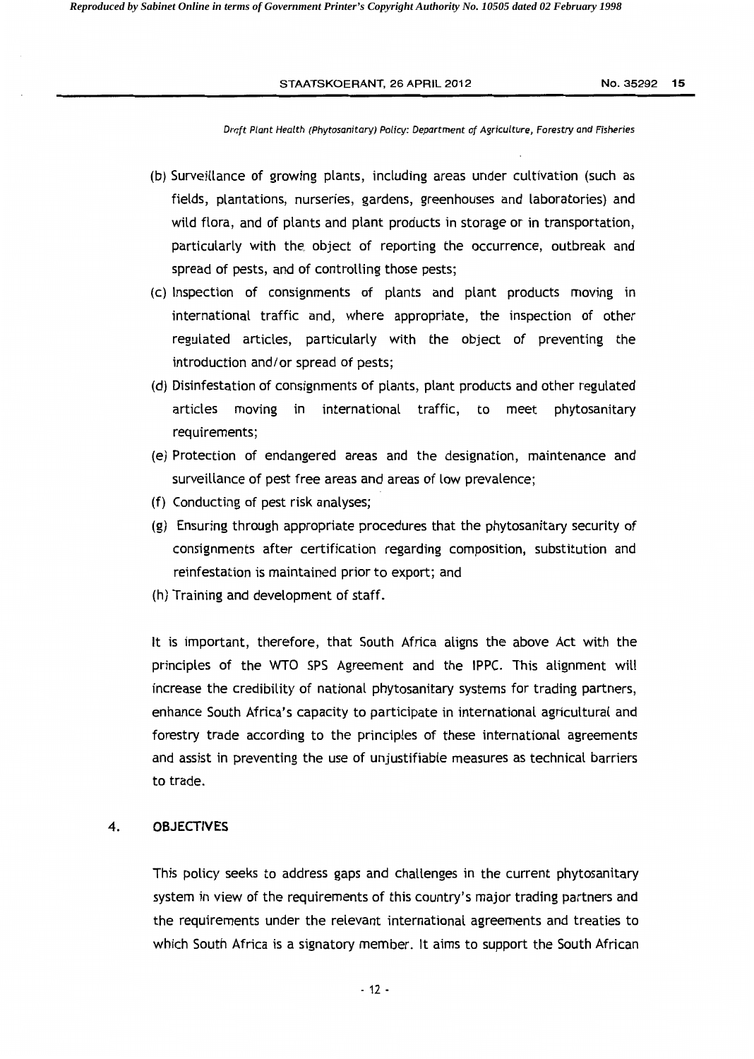(b) Surveillance of growing plants, including areas under cultivation (such as fields, plantations, nurseries, gardens, greenhouses and laboratories) and wild flora, and of plants and plant products in storage or in transportation, particularly with the object of reporting the occurrence, outbreak and spread of pests, and of controlling those pests;

(c) Inspection of consignments of plants and plant products moving in international traffic and, where appropriate, the inspection of other regulated articles, particularly with the object of preventing the introduction and/or spread of pests;

(d) Disinfestation of consignments of plants, plant products and other regulated articles moving in international traffic, to meet phytosanitary requirements;

(e) Protection of endangered areas and the designation, maintenance and surveillance of pest free areas and areas of low prevalence;

(f) Conducting of pest risk analyses;

(g) Ensuring through appropriate procedures that the phytosanitary security of consignments after certification regarding composition, substitution and reinfestation is maintained prior to export; and

(h) Training and development of staff.

It is important, therefore, that South Africa aligns the above Act with the principles of the WTO SPS Agreement and the IPPC. This alignment will increase the credibility of national phytosanitary systems for trading partners, enhance South Africa's capacity to participate in international agricultural and forestry trade according to the principles of these international agreements and assist in preventing the use of unjustifiable measures as technical barriers to trade.

## 4. OBJECTIVES

This policy seeks to address gaps and challenges in the current phytosanitary system in view of the requirements of this country's major trading partners and the requirements under the relevant international agreements and treaties to which South Africa is a signatory member. It aims to support the South African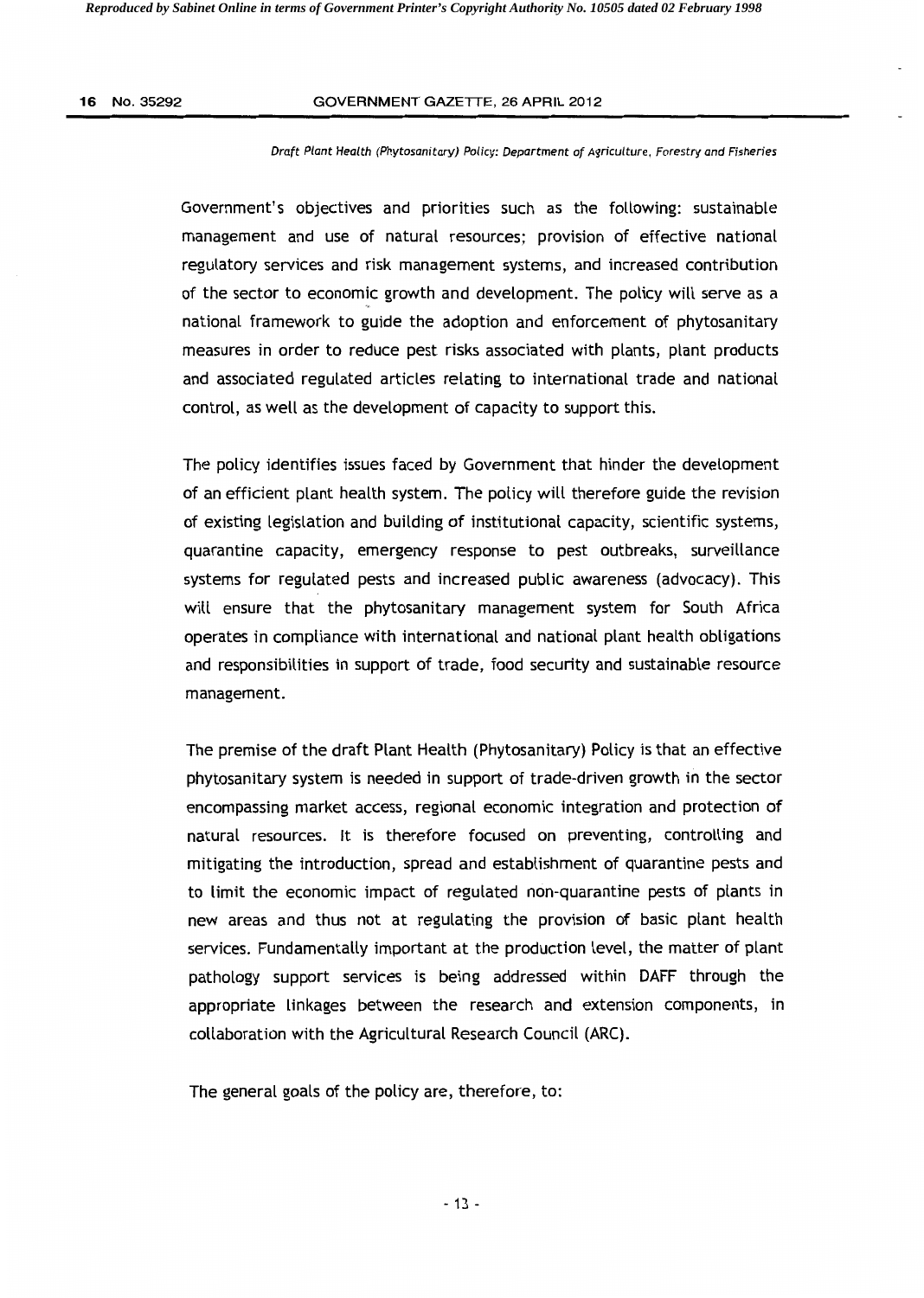Government's objectives and priorities such as the following: sustainable management and use of natural resources; provision of effective national regulatory services and risk management systems, and increased contribution of the sector to economic growth and development. The policy will serve as a national framework to guide the adoption and enforcement of phytosanitary measures in order to reduce pest risks associated with plants, plant products and associated regulated articles relating to international trade and national control, as well as the development of capacity to support this.

The policy identifies issues faced by Government that hinder the development of an efficient plant health system. The policy will therefore guide the revision of existing legislation and building of institutional capacity, scientific systems, quarantine capacity, emergency response to pest outbreaks, surveillance systems for regulated pests and increased public awareness (advocacy). This will ensure that the phytosanitary management system for South Africa operates in compliance with international and national plant health obligations and responsibilities in support of trade, food security and sustainable resource management.

The premise of the draft Plant Health (Phytosanitary) Policy is that an effective phytosanitary system is needed in support of trade-driven growth in the sector encompassing market access, regional economic integration and protection of natural resources. It is therefore focused on preventing, controlling and mitigating the introduction, spread and establishment of quarantine pests and to limit the economic impact of regulated non-quarantine pests of plants in new areas and thus not at regulating the provision of basic plant health services. Fundamentally important at the production level, the matter of plant pathology support services is being addressed within DAFF through the appropriate linkages between the research and extension components, in collaboration with the Agricultural Research Council (ARC).

The general goals of the policy are, therefore, to: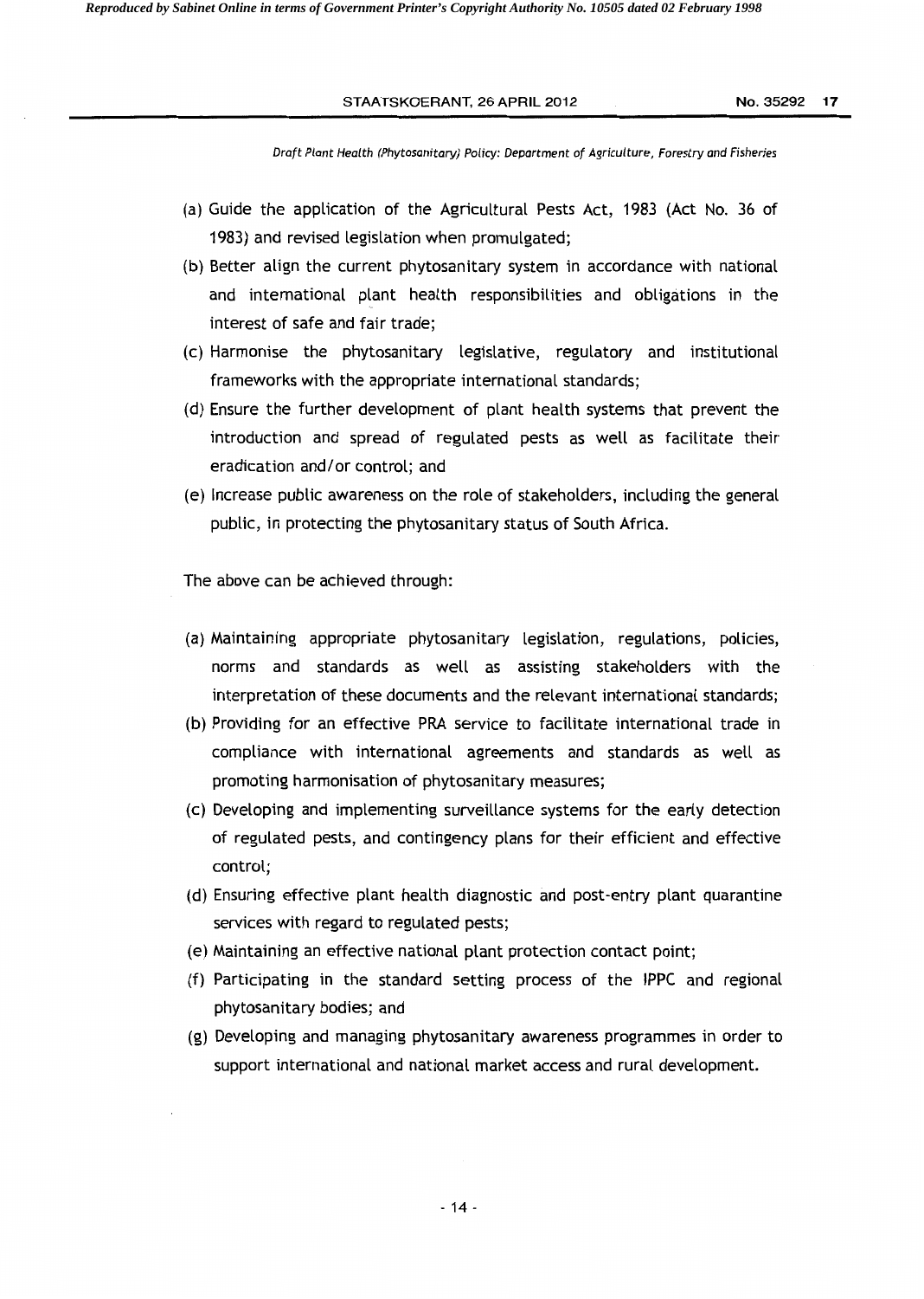(a) Guide the application of the Agricultural Pests Act, 1983 (Act No. 36 of 1983) and revised legislation when promulgated;
(b) Better align the current phytosanitary system in accordance with national and international plant health responsibilities and obligations in the interest of safe and fair trade;
(c) Harmonise the phytosanitary legislative, regulatory and institutional frameworks with the appropriate international standards;
(d) Ensure the further development of plant health systems that prevent the introduction and spread of regulated pests as well as facilitate their eradication and/or control; and
(e) Increase public awareness on the role of stakeholders, including the general public, in protecting the phytosanitary status of South Africa.

The above can be achieved through:

(a) Maintaining appropriate phytosanitary legislation, regulations, policies, norms and standards as well as assisting stakeholders with the interpretation of these documents and the relevant international standards;
(b) Providing for an effective PRA service to facilitate international trade in compliance with international agreements and standards as well as promoting harmonisation of phytosanitary measures;
(c) Developing and implementing surveillance systems for the early detection of regulated pests, and contingency plans for their efficient and effective control;
(d) Ensuring effective plant health diagnostic and post-entry plant quarantine services with regard to regulated pests;
(e) Maintaining an effective national plant protection contact point;
(f) Participating in the standard setting process of the IPPC and regional phytosanitary bodies; and
(g) Developing and managing phytosanitary awareness programmes in order to support international and national market access and rural development.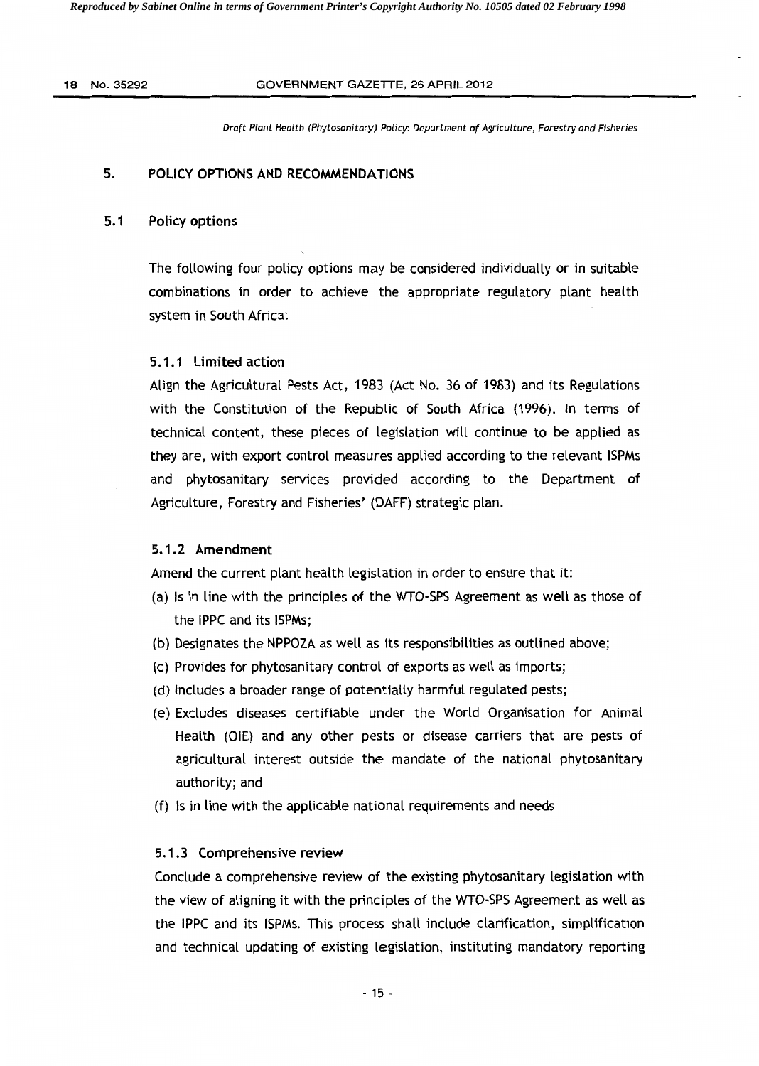## 5. POLICY OPTIONS AND RECOMMENDATIONS

### 5.1 Policy options

The following four policy options may be considered individually or in suitable combinations in order to achieve the appropriate regulatory plant health system in South Africa:

#### 5.1.1 Limited action

Align the Agricultural Pests Act, 1983 (Act No. 36 of 1983) and its Regulations with the Constitution of the Republic of South Africa (1996). In terms of technical content, these pieces of legislation will continue to be applied as they are, with export control measures applied according to the relevant ISPMs and phytosanitary services provided according to the Department of Agriculture, Forestry and Fisheries' (DAFF) strategic plan.

#### 5.1.2 Amendment

Amend the current plant health legislation in order to ensure that it:

(a) Is in line with the principles of the WTO-SPS Agreement as well as those of the IPPC and its ISPMs;

(b) Designates the NPPOZA as well as its responsibilities as outlined above;

(c) Provides for phytosanitary control of exports as well as imports;

(d) Includes a broader range of potentially harmful regulated pests;

(e) Excludes diseases certifiable under the World Organisation for Animal Health (OIE) and any other pests or disease carriers that are pests of agricultural interest outside the mandate of the national phytosanitary authority; and

(f) Is in line with the applicable national requirements and needs

#### 5.1.3 Comprehensive review

Conclude a comprehensive review of the existing phytosanitary legislation with the view of aligning it with the principles of the WTO-SPS Agreement as well as the IPPC and its ISPMs. This process shall include clarification, simplification and technical updating of existing legislation, instituting mandatory reporting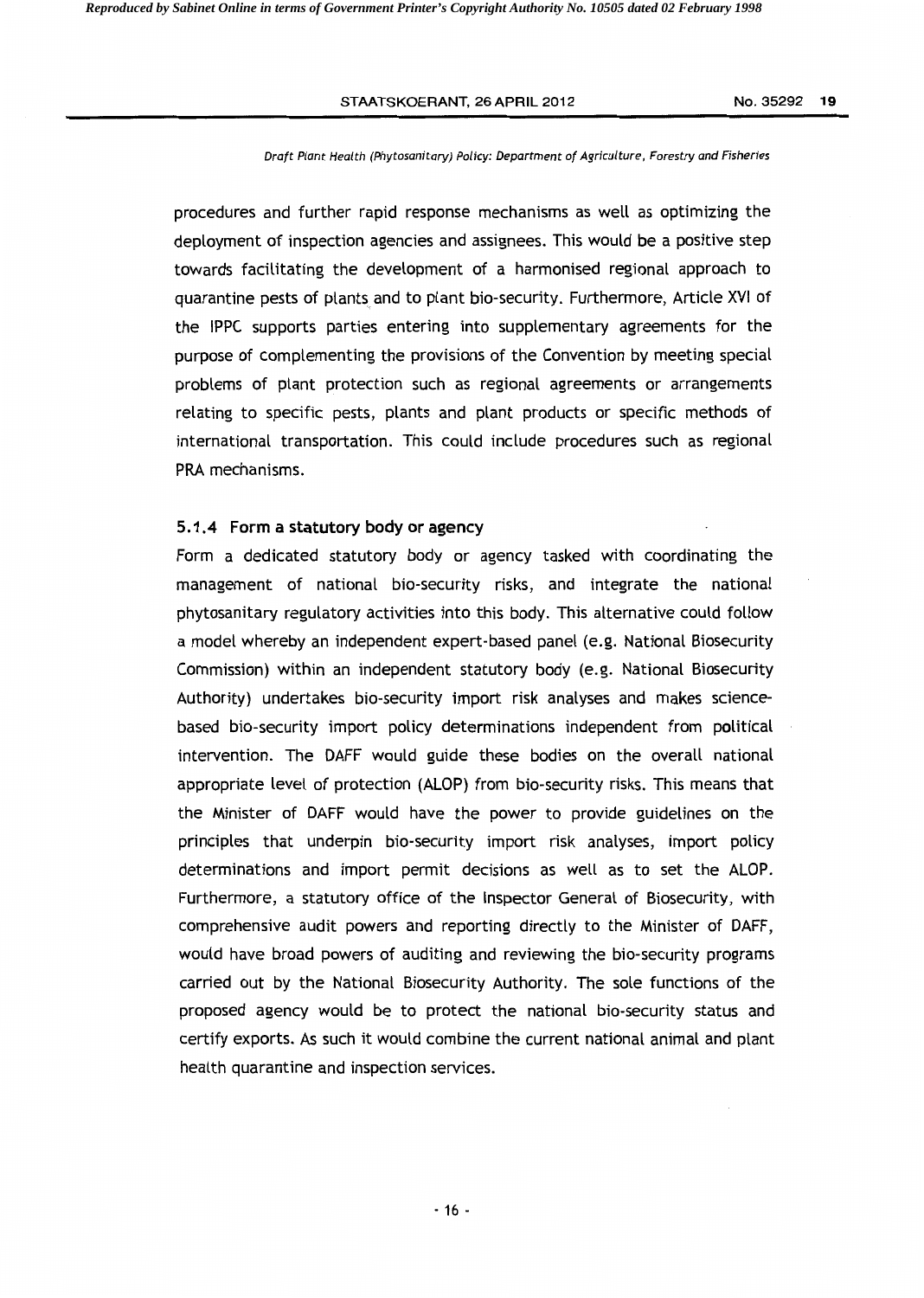procedures and further rapid response mechanisms as well as optimizing the deployment of inspection agencies and assignees. This would be a positive step towards facilitating the development of a harmonised regional approach to quarantine pests of plants and to plant bio-security. Furthermore, Article XVI of the IPPC supports parties entering into supplementary agreements for the purpose of complementing the provisions of the Convention by meeting special problems of plant protection such as regional agreements or arrangements relating to specific pests, plants and plant products or specific methods of international transportation. This could include procedures such as regional PRA mechanisms.

### 5.1.4 Form a statutory body or agency

Form a dedicated statutory body or agency tasked with coordinating the management of national bio-security risks, and integrate the national phytosanitary regulatory activities into this body. This alternative could follow a model whereby an independent expert-based panel (e.g. National Biosecurity Commission) within an independent statutory body (e.g. National Biosecurity Authority) undertakes bio-security import risk analyses and makes science-based bio-security import policy determinations independent from political intervention. The DAFF would guide these bodies on the overall national appropriate level of protection (ALOP) from bio-security risks. This means that the Minister of DAFF would have the power to provide guidelines on the principles that underpin bio-security import risk analyses, import policy determinations and import permit decisions as well as to set the ALOP. Furthermore, a statutory office of the Inspector General of Biosecurity, with comprehensive audit powers and reporting directly to the Minister of DAFF, would have broad powers of auditing and reviewing the bio-security programs carried out by the National Biosecurity Authority. The sole functions of the proposed agency would be to protect the national bio-security status and certify exports. As such it would combine the current national animal and plant health quarantine and inspection services.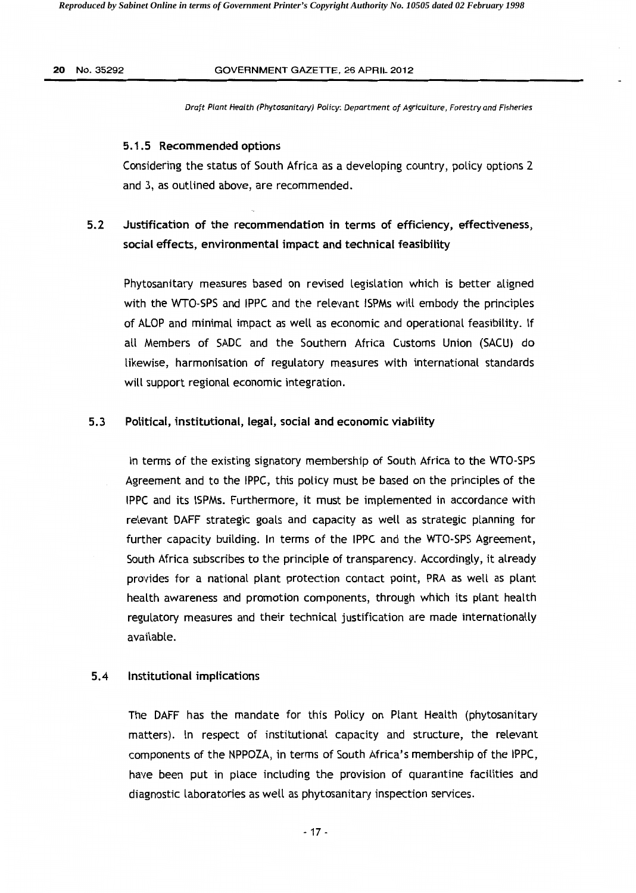#### 5.1.5 Recommended options

Considering the status of South Africa as a developing country, policy options 2 and 3, as outlined above, are recommended.

### 5.2 Justification of the recommendation in terms of efficiency, effectiveness, social effects, environmental impact and technical feasibility

Phytosanitary measures based on revised legislation which is better aligned with the WTO-SPS and IPPC and the relevant ISPMs will embody the principles of ALOP and minimal impact as well as economic and operational feasibility. If all Members of SADC and the Southern Africa Customs Union (SACU) do likewise, harmonisation of regulatory measures with international standards will support regional economic integration.

### 5.3 Political, institutional, legal, social and economic viability

In terms of the existing signatory membership of South Africa to the WTO-SPS Agreement and to the IPPC, this policy must be based on the principles of the IPPC and its ISPMs. Furthermore, it must be implemented in accordance with relevant DAFF strategic goals and capacity as well as strategic planning for further capacity building. In terms of the IPPC and the WTO-SPS Agreement, South Africa subscribes to the principle of transparency. Accordingly, it already provides for a national plant protection contact point, PRA as well as plant health awareness and promotion components, through which its plant health regulatory measures and their technical justification are made internationally available.

### 5.4 Institutional implications

The DAFF has the mandate for this Policy on Plant Health (phytosanitary matters). In respect of institutional capacity and structure, the relevant components of the NPPOZA, in terms of South Africa's membership of the IPPC, have been put in place including the provision of quarantine facilities and diagnostic laboratories as well as phytosanitary inspection services.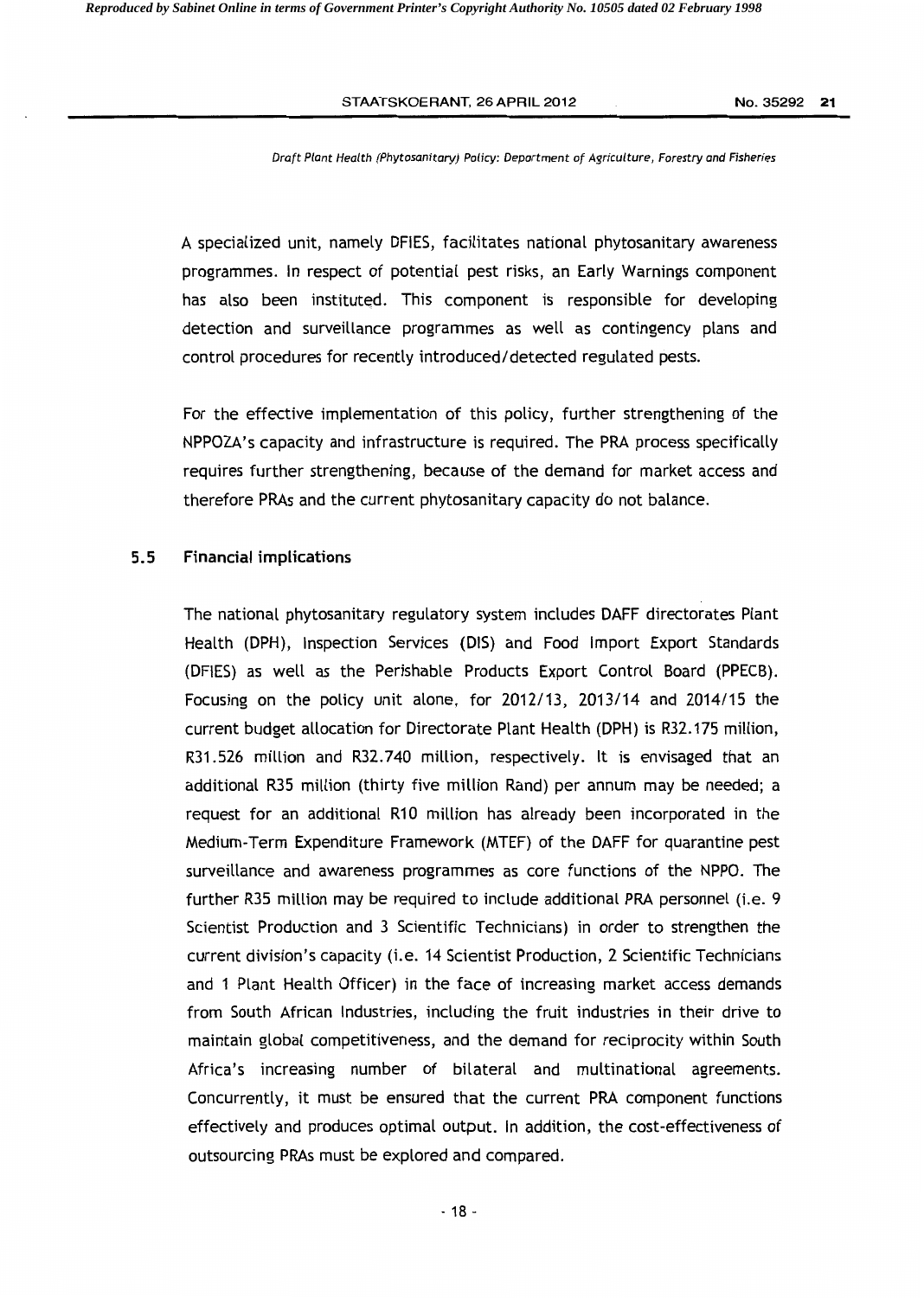A specialized unit, namely DFIES, facilitates national phytosanitary awareness programmes. In respect of potential pest risks, an Early Warnings component has also been instituted. This component is responsible for developing detection and surveillance programmes as well as contingency plans and control procedures for recently introduced/detected regulated pests.

For the effective implementation of this policy, further strengthening of the NPPOZA's capacity and infrastructure is required. The PRA process specifically requires further strengthening, because of the demand for market access and therefore PRAs and the current phytosanitary capacity do not balance.

### 5.5 Financial implications

The national phytosanitary regulatory system includes DAFF directorates Plant Health (DPH), Inspection Services (DIS) and Food Import Export Standards (DFIES) as well as the Perishable Products Export Control Board (PPECB). Focusing on the policy unit alone, for 2012/13, 2013/14 and 2014/15 the current budget allocation for Directorate Plant Health (DPH) is R32.175 million, R31.526 million and R32.740 million, respectively. It is envisaged that an additional R35 million (thirty five million Rand) per annum may be needed; a request for an additional R10 million has already been incorporated in the Medium-Term Expenditure Framework (MTEF) of the DAFF for quarantine pest surveillance and awareness programmes as core functions of the NPPO. The further R35 million may be required to include additional PRA personnel (i.e. 9 Scientist Production and 3 Scientific Technicians) in order to strengthen the current division's capacity (i.e. 14 Scientist Production, 2 Scientific Technicians and 1 Plant Health Officer) in the face of increasing market access demands from South African Industries, including the fruit industries in their drive to maintain global competitiveness, and the demand for reciprocity within South Africa's increasing number of bilateral and multinational agreements. Concurrently, it must be ensured that the current PRA component functions effectively and produces optimal output. In addition, the cost-effectiveness of outsourcing PRAs must be explored and compared.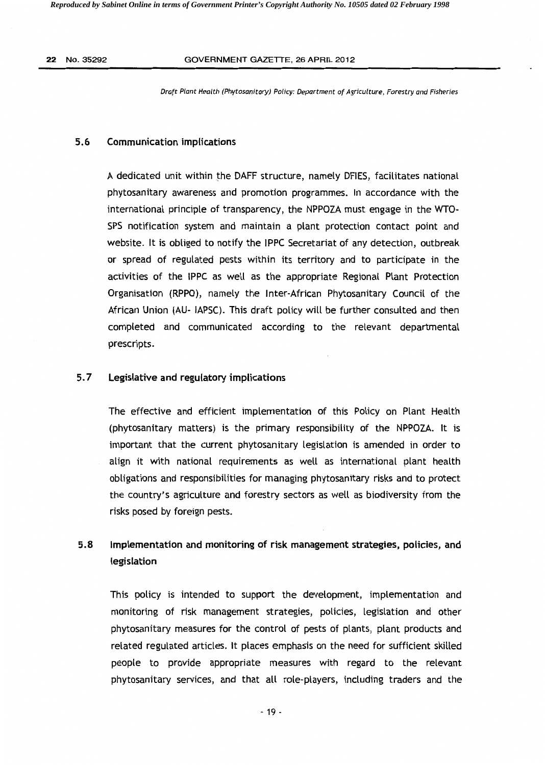### 5.6 Communication implications

A dedicated unit within the DAFF structure, namely DFIES, facilitates national phytosanitary awareness and promotion programmes. In accordance with the international principle of transparency, the NPPOZA must engage in the WTO-SPS notification system and maintain a plant protection contact point and website. It is obliged to notify the IPPC Secretariat of any detection, outbreak or spread of regulated pests within its territory and to participate in the activities of the IPPC as well as the appropriate Regional Plant Protection Organisation (RPPO), namely the Inter-African Phytosanitary Council of the African Union (AU- IAPSC). This draft policy will be further consulted and then completed and communicated according to the relevant departmental prescripts.

### 5.7 Legislative and regulatory implications

The effective and efficient implementation of this Policy on Plant Health (phytosanitary matters) is the primary responsibility of the NPPOZA. It is important that the current phytosanitary legislation is amended in order to align it with national requirements as well as international plant health obligations and responsibilities for managing phytosanitary risks and to protect the country's agriculture and forestry sectors as well as biodiversity from the risks posed by foreign pests.

### 5.8 Implementation and monitoring of risk management strategies, policies, and legislation

This policy is intended to support the development, implementation and monitoring of risk management strategies, policies, legislation and other phytosanitary measures for the control of pests of plants, plant products and related regulated articles. It places emphasis on the need for sufficient skilled people to provide appropriate measures with regard to the relevant phytosanitary services, and that all role-players, including traders and the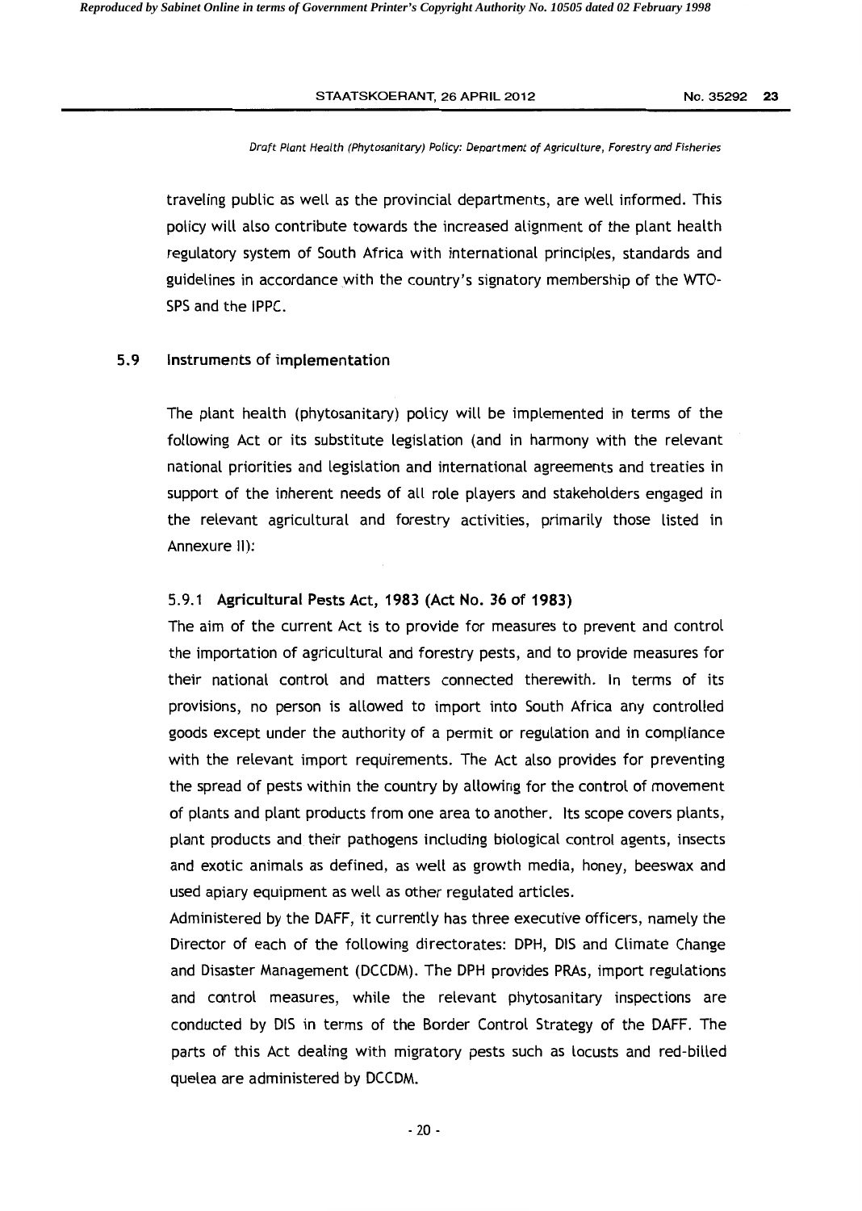traveling public as well as the provincial departments, are well informed. This policy will also contribute towards the increased alignment of the plant health regulatory system of South Africa with international principles, standards and guidelines in accordance with the country's signatory membership of the WTO-SPS and the IPPC.

## 5.9 Instruments of implementation

The plant health (phytosanitary) policy will be implemented in terms of the following Act or its substitute legislation (and in harmony with the relevant national priorities and legislation and international agreements and treaties in support of the inherent needs of all role players and stakeholders engaged in the relevant agricultural and forestry activities, primarily those listed in Annexure II):

### 5.9.1 Agricultural Pests Act, 1983 (Act No. 36 of 1983)

The aim of the current Act is to provide for measures to prevent and control the importation of agricultural and forestry pests, and to provide measures for their national control and matters connected therewith. In terms of its provisions, no person is allowed to import into South Africa any controlled goods except under the authority of a permit or regulation and in compliance with the relevant import requirements. The Act also provides for preventing the spread of pests within the country by allowing for the control of movement of plants and plant products from one area to another. Its scope covers plants, plant products and their pathogens including biological control agents, insects and exotic animals as defined, as well as growth media, honey, beeswax and used apiary equipment as well as other regulated articles.

Administered by the DAFF, it currently has three executive officers, namely the Director of each of the following directorates: DPH, DIS and Climate Change and Disaster Management (DCCDM). The DPH provides PRAs, import regulations and control measures, while the relevant phytosanitary inspections are conducted by DIS in terms of the Border Control Strategy of the DAFF. The parts of this Act dealing with migratory pests such as locusts and red-billed quelea are administered by DCCDM.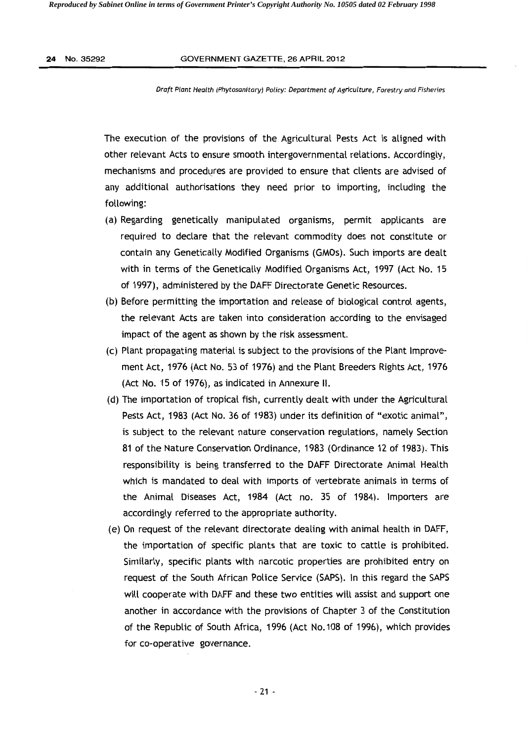The execution of the provisions of the Agricultural Pests Act is aligned with other relevant Acts to ensure smooth intergovernmental relations. Accordingly, mechanisms and procedures are provided to ensure that clients are advised of any additional authorisations they need prior to importing, including the following:

(a) Regarding genetically manipulated organisms, permit applicants are required to declare that the relevant commodity does not constitute or contain any Genetically Modified Organisms (GMOs). Such imports are dealt with in terms of the Genetically Modified Organisms Act, 1997 (Act No. 15 of 1997), administered by the DAFF Directorate Genetic Resources.

(b) Before permitting the importation and release of biological control agents, the relevant Acts are taken into consideration according to the envisaged impact of the agent as shown by the risk assessment.

(c) Plant propagating material is subject to the provisions of the Plant Improvement Act, 1976 (Act No. 53 of 1976) and the Plant Breeders Rights Act, 1976 (Act No. 15 of 1976), as indicated in Annexure II.

(d) The importation of tropical fish, currently dealt with under the Agricultural Pests Act, 1983 (Act No. 36 of 1983) under its definition of "exotic animal", is subject to the relevant nature conservation regulations, namely Section 81 of the Nature Conservation Ordinance, 1983 (Ordinance 12 of 1983). This responsibility is being transferred to the DAFF Directorate Animal Health which is mandated to deal with imports of vertebrate animals in terms of the Animal Diseases Act, 1984 (Act no. 35 of 1984). Importers are accordingly referred to the appropriate authority.

(e) On request of the relevant directorate dealing with animal health in DAFF, the importation of specific plants that are toxic to cattle is prohibited. Similarly, specific plants with narcotic properties are prohibited entry on request of the South African Police Service (SAPS). In this regard the SAPS will cooperate with DAFF and these two entities will assist and support one another in accordance with the provisions of Chapter 3 of the Constitution of the Republic of South Africa, 1996 (Act No. 108 of 1996), which provides for co-operative governance.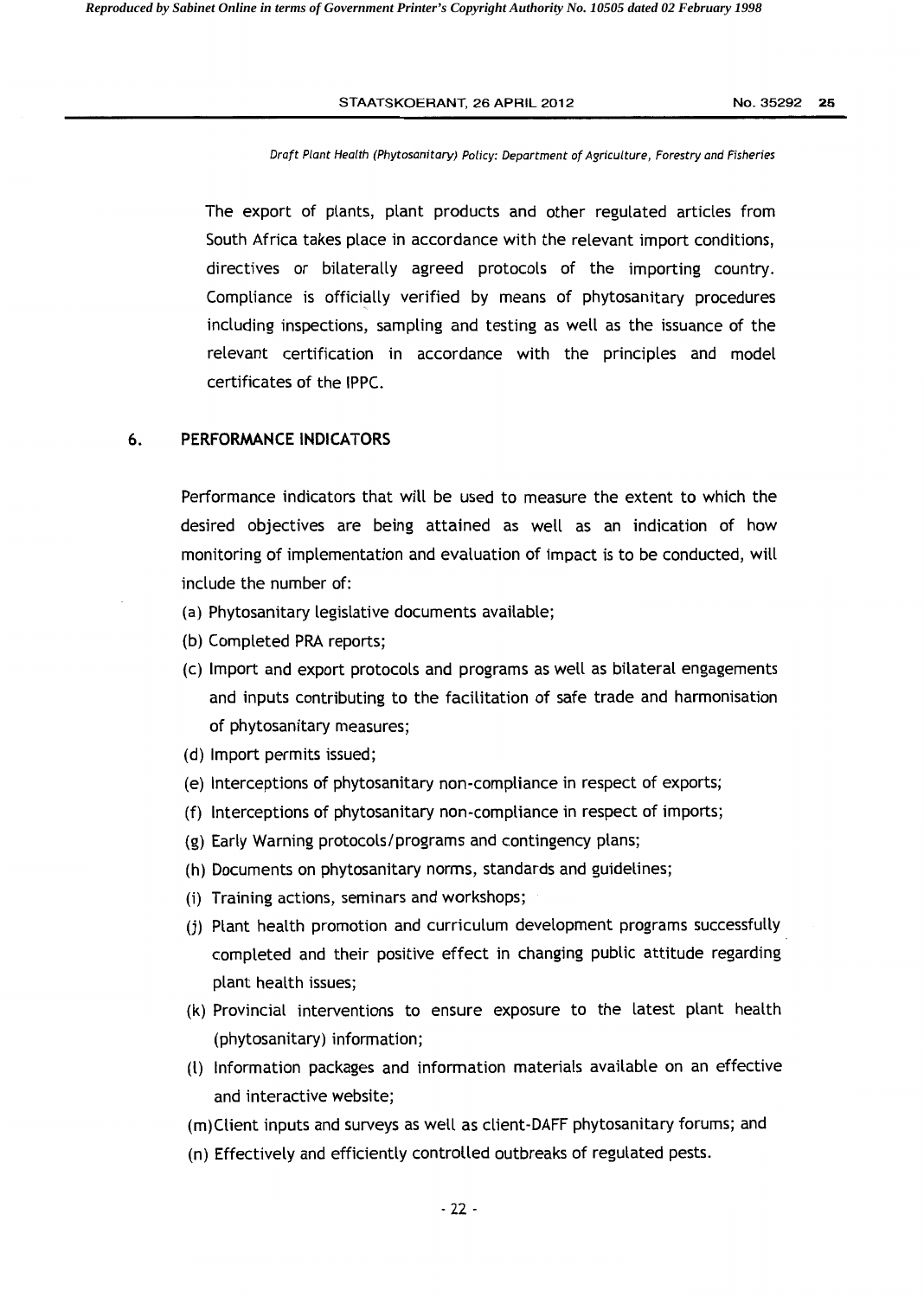The export of plants, plant products and other regulated articles from South Africa takes place in accordance with the relevant import conditions, directives or bilaterally agreed protocols of the importing country. Compliance is officially verified by means of phytosanitary procedures including inspections, sampling and testing as well as the issuance of the relevant certification in accordance with the principles and model certificates of the IPPC.

## 6. PERFORMANCE INDICATORS

Performance indicators that will be used to measure the extent to which the desired objectives are being attained as well as an indication of how monitoring of implementation and evaluation of impact is to be conducted, will include the number of:

(a) Phytosanitary legislative documents available;

(b) Completed PRA reports;

(c) Import and export protocols and programs as well as bilateral engagements and inputs contributing to the facilitation of safe trade and harmonisation of phytosanitary measures;

(d) Import permits issued;

(e) Interceptions of phytosanitary non-compliance in respect of exports;

(f) Interceptions of phytosanitary non-compliance in respect of imports;

(g) Early Warning protocols/programs and contingency plans;

(h) Documents on phytosanitary norms, standards and guidelines;

(i) Training actions, seminars and workshops;

(j) Plant health promotion and curriculum development programs successfully completed and their positive effect in changing public attitude regarding plant health issues;

(k) Provincial interventions to ensure exposure to the latest plant health (phytosanitary) information;

(l) Information packages and information materials available on an effective and interactive website;

(m) Client inputs and surveys as well as client-DAFF phytosanitary forums; and

(n) Effectively and efficiently controlled outbreaks of regulated pests.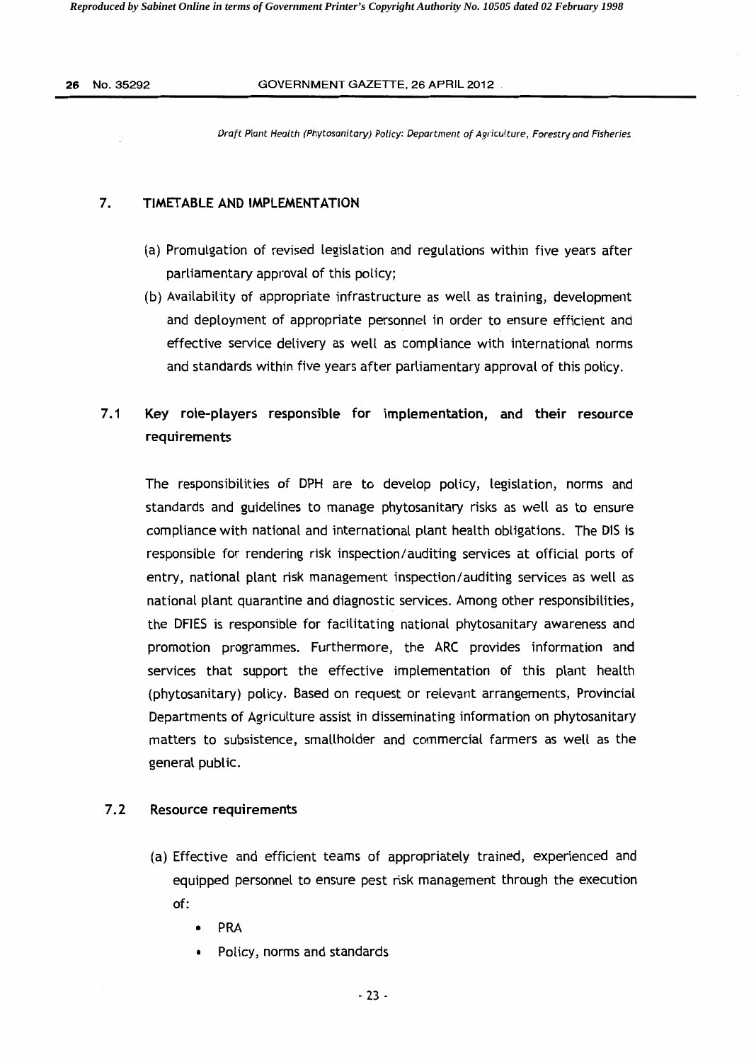## 7. TIMETABLE AND IMPLEMENTATION

(a) Promulgation of revised legislation and regulations within five years after parliamentary approval of this policy;

(b) Availability of appropriate infrastructure as well as training, development and deployment of appropriate personnel in order to ensure efficient and effective service delivery as well as compliance with international norms and standards within five years after parliamentary approval of this policy.

### 7.1 Key role-players responsible for implementation, and their resource requirements

The responsibilities of DPH are to develop policy, legislation, norms and standards and guidelines to manage phytosanitary risks as well as to ensure compliance with national and international plant health obligations. The DIS is responsible for rendering risk inspection/auditing services at official ports of entry, national plant risk management inspection/auditing services as well as national plant quarantine and diagnostic services. Among other responsibilities, the DFIES is responsible for facilitating national phytosanitary awareness and promotion programmes. Furthermore, the ARC provides information and services that support the effective implementation of this plant health (phytosanitary) policy. Based on request or relevant arrangements, Provincial Departments of Agriculture assist in disseminating information on phytosanitary matters to subsistence, smallholder and commercial farmers as well as the general public.

### 7.2 Resource requirements

(a) Effective and efficient teams of appropriately trained, experienced and equipped personnel to ensure pest risk management through the execution of:

- PRA
- Policy, norms and standards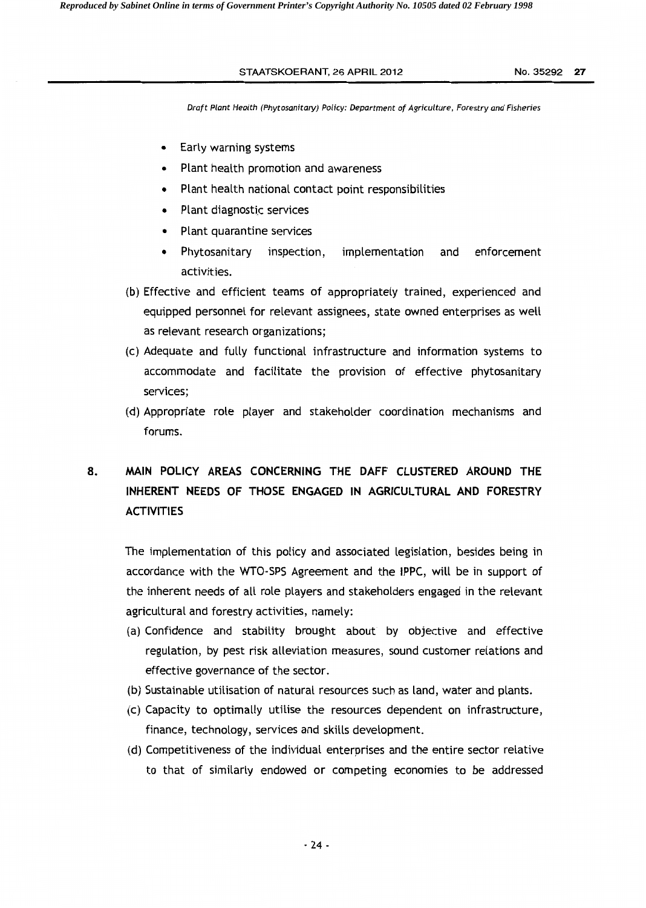- Early warning systems
- Plant health promotion and awareness
- Plant health national contact point responsibilities
- Plant diagnostic services
- Plant quarantine services
- Phytosanitary inspection, implementation and enforcement activities.

(b) Effective and efficient teams of appropriately trained, experienced and equipped personnel for relevant assignees, state owned enterprises as well as relevant research organizations;

(c) Adequate and fully functional infrastructure and information systems to accommodate and facilitate the provision of effective phytosanitary services;

(d) Appropriate role player and stakeholder coordination mechanisms and forums.

## 8. MAIN POLICY AREAS CONCERNING THE DAFF CLUSTERED AROUND THE INHERENT NEEDS OF THOSE ENGAGED IN AGRICULTURAL AND FORESTRY ACTIVITIES

The implementation of this policy and associated legislation, besides being in accordance with the WTO-SPS Agreement and the IPPC, will be in support of the inherent needs of all role players and stakeholders engaged in the relevant agricultural and forestry activities, namely:

(a) Confidence and stability brought about by objective and effective regulation, by pest risk alleviation measures, sound customer relations and effective governance of the sector.

(b) Sustainable utilisation of natural resources such as land, water and plants.

(c) Capacity to optimally utilise the resources dependent on infrastructure, finance, technology, services and skills development.

(d) Competitiveness of the individual enterprises and the entire sector relative to that of similarly endowed or competing economies to be addressed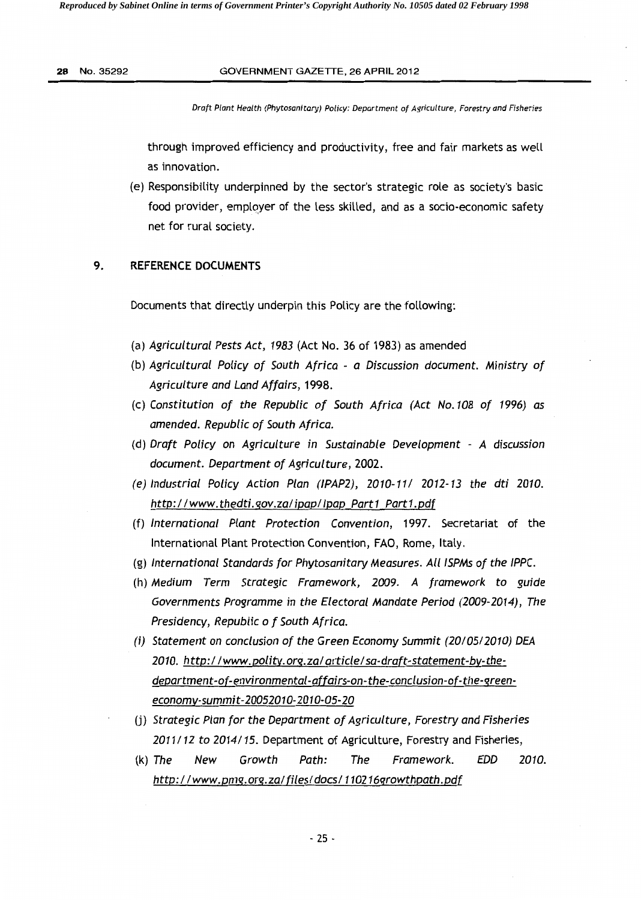through improved efficiency and productivity, free and fair markets as well as innovation.

(e) Responsibility underpinned by the sector's strategic role as society's basic food provider, employer of the less skilled, and as a socio-economic safety net for rural society.

## 9. REFERENCE DOCUMENTS

Documents that directly underpin this Policy are the following:

(a) *Agricultural Pests Act, 1983* (Act No. 36 of 1983) as amended

(b) *Agricultural Policy of South Africa - a Discussion document. Ministry of Agriculture and Land Affairs*, 1998.

(c) *Constitution of the Republic of South Africa (Act No.108 of 1996) as amended. Republic of South Africa.*

(d) *Draft Policy on Agriculture in Sustainable Development - A discussion document. Department of Agriculture*, 2002.

(e) *Industrial Policy Action Plan (IPAP2), 2010-11/ 2012-13 the dti 2010.* http://www.thedti.gov.za/ipap/Ipap_Part1_Part1.pdf

(f) *International Plant Protection Convention*, 1997. Secretariat of the International Plant Protection Convention, FAO, Rome, Italy.

(g) *International Standards for Phytosanitary Measures. All ISPMs of the IPPC.*

(h) *Medium Term Strategic Framework, 2009. A framework to guide Governments Programme in the Electoral Mandate Period (2009-2014), The Presidency, Republic o f South Africa.*

(i) *Statement on conclusion of the Green Economy Summit (20/05/2010) DEA 2010.* http://www.polity.org.za/article/sa-draft-statement-by-the-department-of-environmental-affairs-on-the-conclusion-of-the-green-economy-summit-20052010-2010-05-20

(j) *Strategic Plan for the Department of Agriculture, Forestry and Fisheries 2011/12 to 2014/15.* Department of Agriculture, Forestry and Fisheries,

(k) *The New Growth Path: The Framework. EDD 2010.* http://www.pmg.org.za/files/docs/110216growthpath.pdf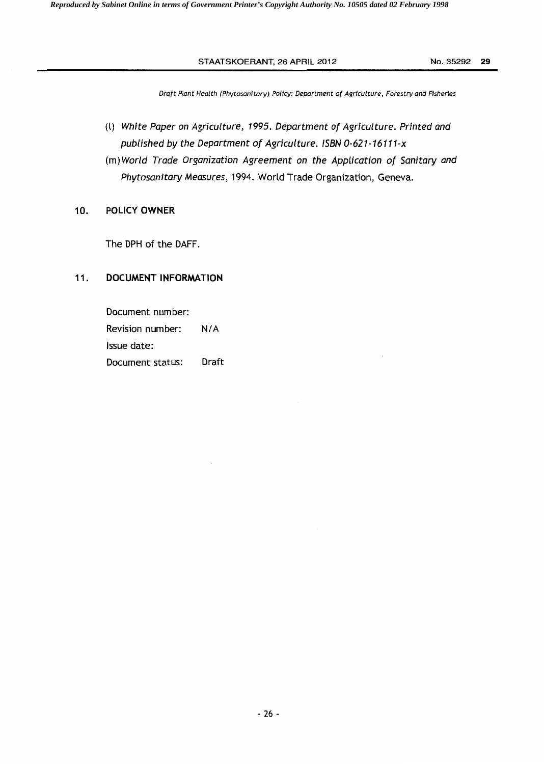(l) *White Paper on Agriculture, 1995. Department of Agriculture. Printed and published by the Department of Agriculture. ISBN 0-621-16111-x*

(m) *World Trade Organization Agreement on the Application of Sanitary and Phytosanitary Measures*, 1994. World Trade Organization, Geneva.

## 10. POLICY OWNER

The DPH of the DAFF.

## 11. DOCUMENT INFORMATION

| | |
|---|---|
| Document number: | |
| Revision number: | N/A |
| Issue date: | |
| Document status: | Draft |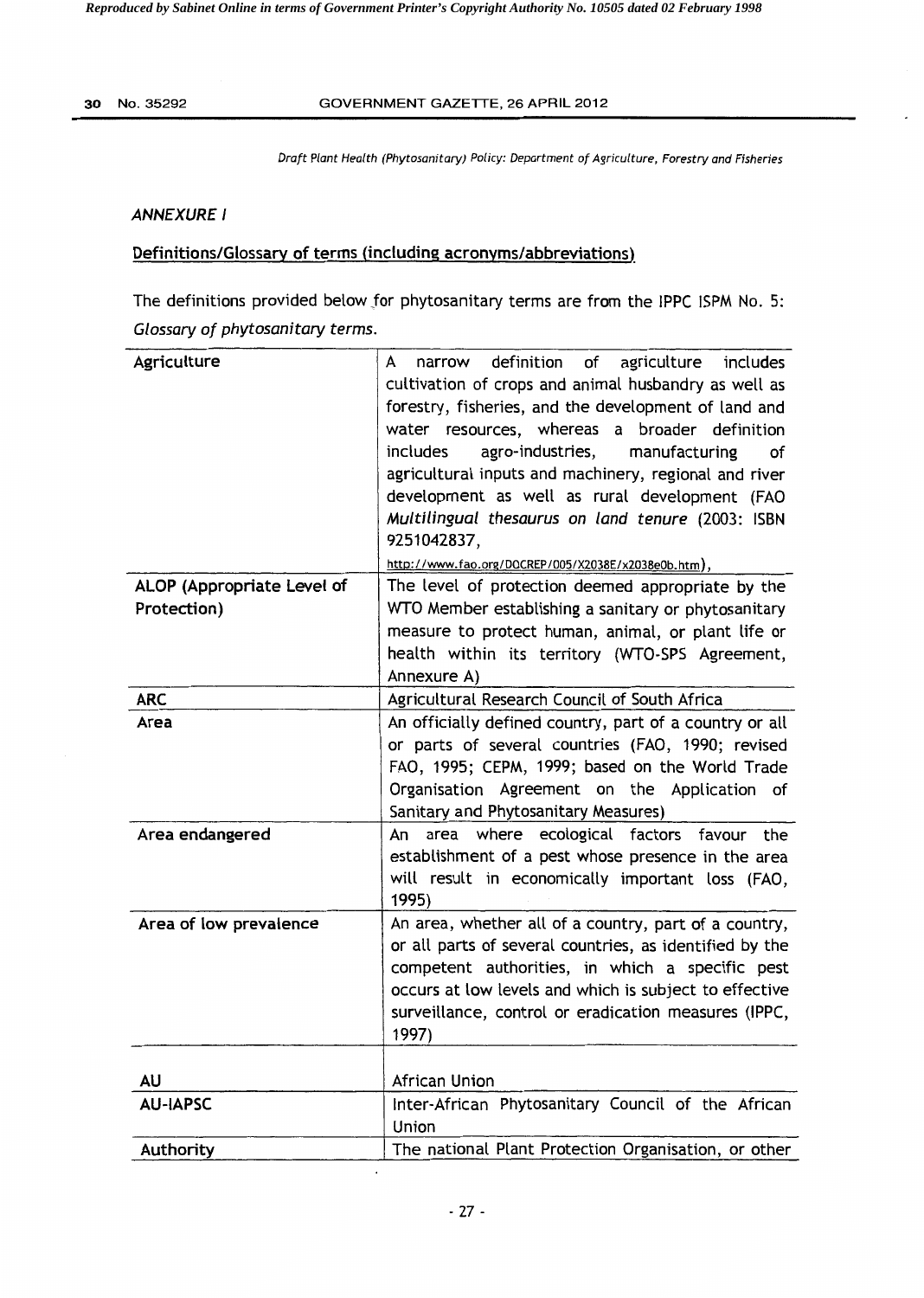*Draft Plant Health (Phytosanitary) Policy: Department of Agriculture, Forestry and Fisheries*

*ANNEXURE I*

**Definitions/Glossary of terms (including acronyms/abbreviations)**

The definitions provided below for phytosanitary terms are from the IPPC ISPM No. 5: *Glossary of phytosanitary terms.*

| | |
|---|---|
| **Agriculture** | A narrow definition of agriculture includes cultivation of crops and animal husbandry as well as forestry, fisheries, and the development of land and water resources, whereas a broader definition includes agro-industries, manufacturing of agricultural inputs and machinery, regional and river development as well as rural development (FAO *Multilingual thesaurus on land tenure* (2003: ISBN 9251042837, http://www.fao.org/DOCREP/005/X2038E/x2038e0b.htm), |
| **ALOP (Appropriate Level of Protection)** | The level of protection deemed appropriate by the WTO Member establishing a sanitary or phytosanitary measure to protect human, animal, or plant life or health within its territory (WTO-SPS Agreement, Annexure A) |
| **ARC** | Agricultural Research Council of South Africa |
| **Area** | An officially defined country, part of a country or all or parts of several countries (FAO, 1990; revised FAO, 1995; CEPM, 1999; based on the World Trade Organisation Agreement on the Application of Sanitary and Phytosanitary Measures) |
| **Area endangered** | An area where ecological factors favour the establishment of a pest whose presence in the area will result in economically important loss (FAO, 1995) |
| **Area of low prevalence** | An area, whether all of a country, part of a country, or all parts of several countries, as identified by the competent authorities, in which a specific pest occurs at low levels and which is subject to effective surveillance, control or eradication measures (IPPC, 1997) |
| **AU** | African Union |
| **AU-IAPSC** | Inter-African Phytosanitary Council of the African Union |
| **Authority** | The national Plant Protection Organisation, or other |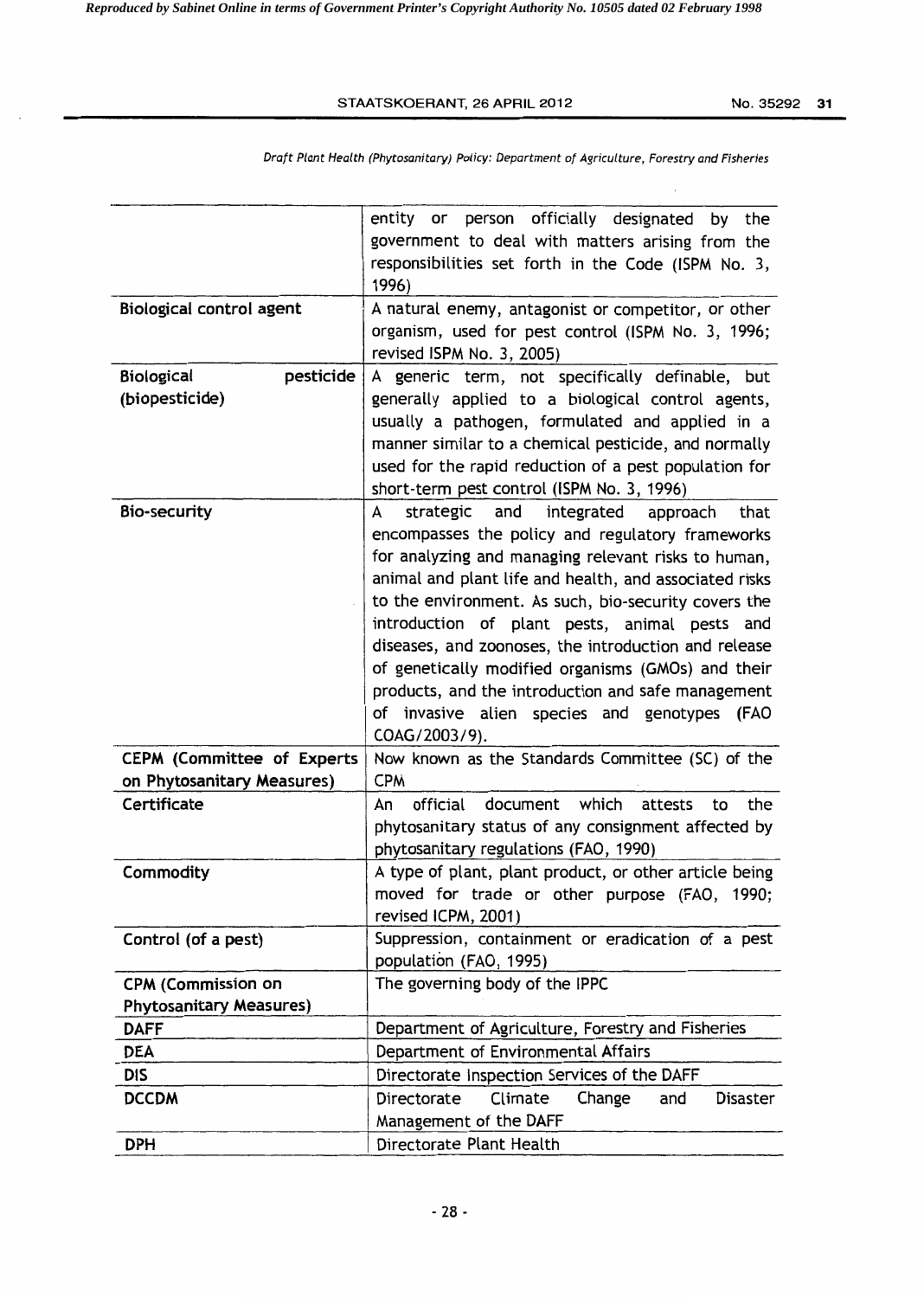| | |
|---|---|
| | entity or person officially designated by the government to deal with matters arising from the responsibilities set forth in the Code (ISPM No. 3, 1996) |
| **Biological control agent** | A natural enemy, antagonist or competitor, or other organism, used for pest control (ISPM No. 3, 1996; revised ISPM No. 3, 2005) |
| **Biological pesticide (biopesticide)** | A generic term, not specifically definable, but generally applied to a biological control agents, usually a pathogen, formulated and applied in a manner similar to a chemical pesticide, and normally used for the rapid reduction of a pest population for short-term pest control (ISPM No. 3, 1996) |
| **Bio-security** | A strategic and integrated approach that encompasses the policy and regulatory frameworks for analyzing and managing relevant risks to human, animal and plant life and health, and associated risks to the environment. As such, bio-security covers the introduction of plant pests, animal pests and diseases, and zoonoses, the introduction and release of genetically modified organisms (GMOs) and their products, and the introduction and safe management of invasive alien species and genotypes (FAO COAG/2003/9). |
| **CEPM (Committee of Experts on Phytosanitary Measures)** | Now known as the Standards Committee (SC) of the CPM |
| **Certificate** | An official document which attests to the phytosanitary status of any consignment affected by phytosanitary regulations (FAO, 1990) |
| **Commodity** | A type of plant, plant product, or other article being moved for trade or other purpose (FAO, 1990; revised ICPM, 2001) |
| **Control (of a pest)** | Suppression, containment or eradication of a pest population (FAO, 1995) |
| **CPM (Commission on Phytosanitary Measures)** | The governing body of the IPPC |
| **DAFF** | Department of Agriculture, Forestry and Fisheries |
| **DEA** | Department of Environmental Affairs |
| **DIS** | Directorate Inspection Services of the DAFF |
| **DCCDM** | Directorate Climate Change and Disaster Management of the DAFF |
| **DPH** | Directorate Plant Health |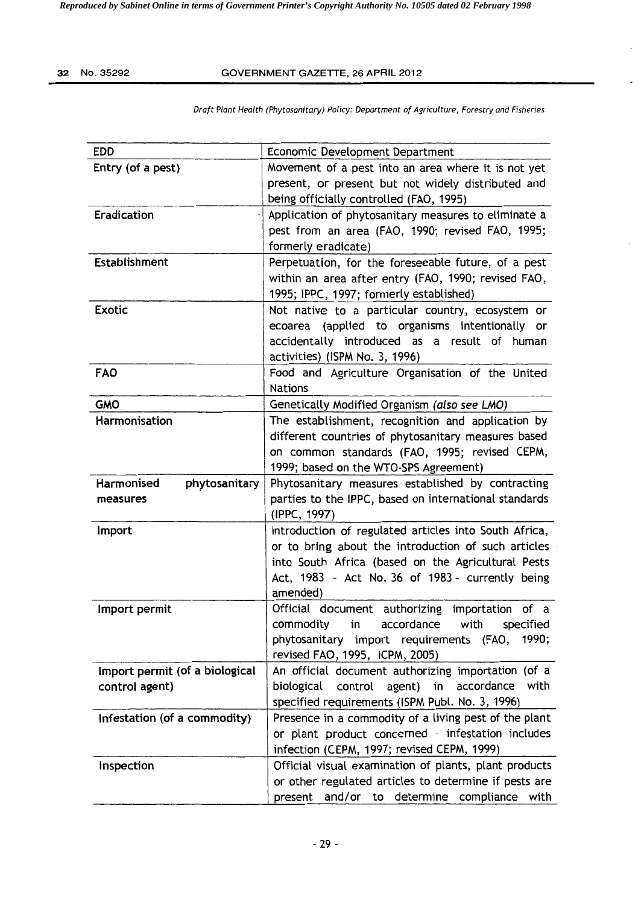| | |
|---|---|
| EDD | Economic Development Department |
| Entry (of a pest) | Movement of a pest into an area where it is not yet present, or present but not widely distributed and being officially controlled (FAO, 1995) |
| Eradication | Application of phytosanitary measures to eliminate a pest from an area (FAO, 1990; revised FAO, 1995; formerly eradicate) |
| Establishment | Perpetuation, for the foreseeable future, of a pest within an area after entry (FAO, 1990; revised FAO, 1995; IPPC, 1997; formerly established) |
| Exotic | Not native to a particular country, ecosystem or ecoarea (applied to organisms intentionally or accidentally introduced as a result of human activities) (ISPM No. 3, 1996) |
| FAO | Food and Agriculture Organisation of the United Nations |
| GMO | Genetically Modified Organism *(also see LMO)* |
| Harmonisation | The establishment, recognition and application by different countries of phytosanitary measures based on common standards (FAO, 1995; revised CEPM, 1999; based on the WTO-SPS Agreement) |
| Harmonised phytosanitary measures | Phytosanitary measures established by contracting parties to the IPPC, based on international standards (IPPC, 1997) |
| Import | Introduction of regulated articles into South Africa, or to bring about the introduction of such articles into South Africa (based on the Agricultural Pests Act, 1983 - Act No. 36 of 1983 - currently being amended) |
| Import permit | Official document authorizing importation of a commodity in accordance with specified phytosanitary import requirements (FAO, 1990; revised FAO, 1995, ICPM, 2005) |
| Import permit (of a biological control agent) | An official document authorizing importation (of a biological control agent) in accordance with specified requirements (ISPM Publ. No. 3, 1996) |
| Infestation (of a commodity) | Presence in a commodity of a living pest of the plant or plant product concerned - infestation includes infection (CEPM, 1997; revised CEPM, 1999) |
| Inspection | Official visual examination of plants, plant products or other regulated articles to determine if pests are present and/or to determine compliance with |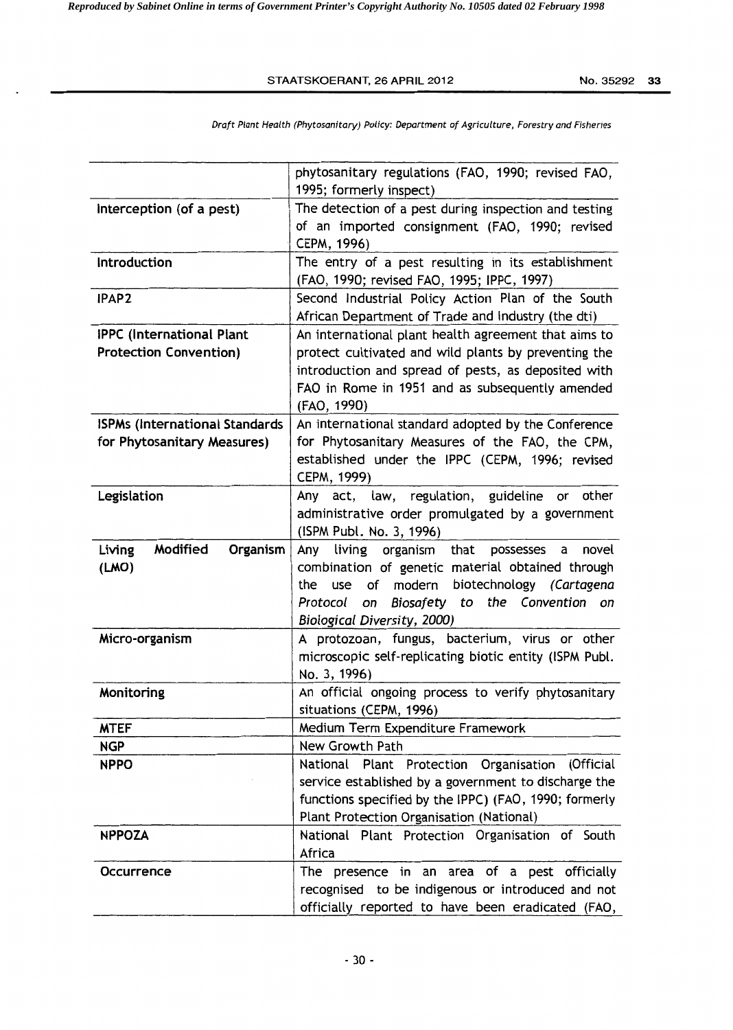| | |
|---|---|
| | phytosanitary regulations (FAO, 1990; revised FAO, 1995; formerly inspect) |
| **Interception (of a pest)** | The detection of a pest during inspection and testing of an imported consignment (FAO, 1990; revised CEPM, 1996) |
| **Introduction** | The entry of a pest resulting in its establishment (FAO, 1990; revised FAO, 1995; IPPC, 1997) |
| **IPAP2** | Second Industrial Policy Action Plan of the South African Department of Trade and Industry (the dti) |
| **IPPC (International Plant Protection Convention)** | An international plant health agreement that aims to protect cultivated and wild plants by preventing the introduction and spread of pests, as deposited with FAO in Rome in 1951 and as subsequently amended (FAO, 1990) |
| **ISPMs (International Standards for Phytosanitary Measures)** | An international standard adopted by the Conference for Phytosanitary Measures of the FAO, the CPM, established under the IPPC (CEPM, 1996; revised CEPM, 1999) |
| **Legislation** | Any act, law, regulation, guideline or other administrative order promulgated by a government (ISPM Publ. No. 3, 1996) |
| **Living Modified Organism (LMO)** | Any living organism that possesses a novel combination of genetic material obtained through the use of modern biotechnology *(Cartagena Protocol on Biosafety to the Convention on Biological Diversity, 2000)* |
| **Micro-organism** | A protozoan, fungus, bacterium, virus or other microscopic self-replicating biotic entity (ISPM Publ. No. 3, 1996) |
| **Monitoring** | An official ongoing process to verify phytosanitary situations (CEPM, 1996) |
| **MTEF** | Medium Term Expenditure Framework |
| **NGP** | New Growth Path |
| **NPPO** | National Plant Protection Organisation (Official service established by a government to discharge the functions specified by the IPPC) (FAO, 1990; formerly Plant Protection Organisation (National) |
| **NPPOZA** | National Plant Protection Organisation of South Africa |
| **Occurrence** | The presence in an area of a pest officially recognised to be indigenous or introduced and not officially reported to have been eradicated (FAO, |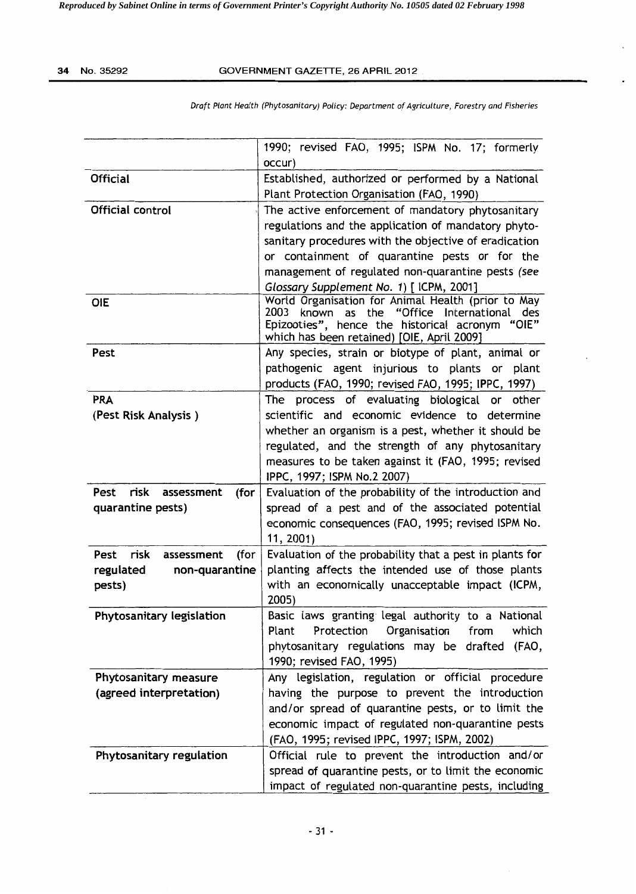| | |
|---|---|
| | 1990; revised FAO, 1995; ISPM No. 17; formerly occur) |
| **Official** | Established, authorized or performed by a National Plant Protection Organisation (FAO, 1990) |
| **Official control** | The active enforcement of mandatory phytosanitary regulations and the application of mandatory phytosanitary procedures with the objective of eradication or containment of quarantine pests or for the management of regulated non-quarantine pests *(see Glossary Supplement No. 1)* [ ICPM, 2001] |
| **OIE** | World Organisation for Animal Health (prior to May 2003 known as the "Office International des Epizooties", hence the historical acronym "OIE" which has been retained) [OIE, April 2009] |
| **Pest** | Any species, strain or biotype of plant, animal or pathogenic agent injurious to plants or plant products (FAO, 1990; revised FAO, 1995; IPPC, 1997) |
| **PRA (Pest Risk Analysis )** | The process of evaluating biological or other scientific and economic evidence to determine whether an organism is a pest, whether it should be regulated, and the strength of any phytosanitary measures to be taken against it (FAO, 1995; revised IPPC, 1997; ISPM No.2 2007) |
| **Pest risk assessment (for quarantine pests)** | Evaluation of the probability of the introduction and spread of a pest and of the associated potential economic consequences (FAO, 1995; revised ISPM No. 11, 2001) |
| **Pest risk assessment (for regulated non-quarantine pests)** | Evaluation of the probability that a pest in plants for planting affects the intended use of those plants with an economically unacceptable impact (ICPM, 2005) |
| **Phytosanitary legislation** | Basic laws granting legal authority to a National Plant Protection Organisation from which phytosanitary regulations may be drafted (FAO, 1990; revised FAO, 1995) |
| **Phytosanitary measure (agreed interpretation)** | Any legislation, regulation or official procedure having the purpose to prevent the introduction and/or spread of quarantine pests, or to limit the economic impact of regulated non-quarantine pests (FAO, 1995; revised IPPC, 1997; ISPM, 2002) |
| **Phytosanitary regulation** | Official rule to prevent the introduction and/or spread of quarantine pests, or to limit the economic impact of regulated non-quarantine pests, including |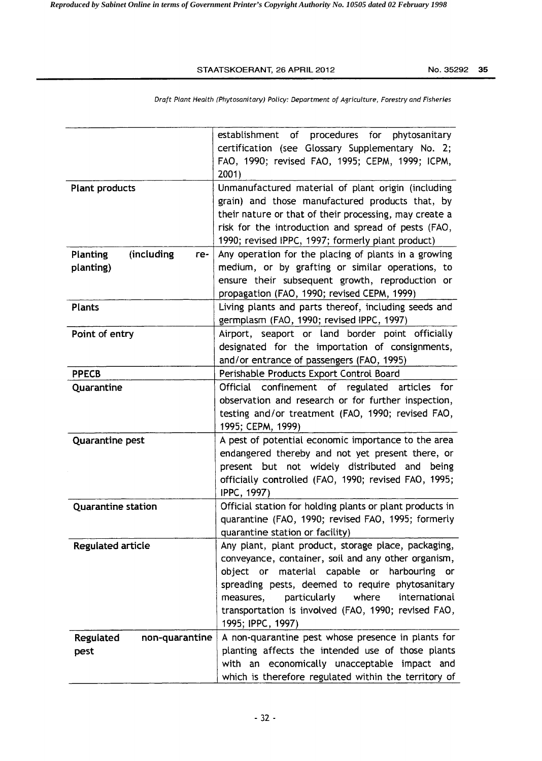*Draft Plant Health (Phytosanitary) Policy: Department of Agriculture, Forestry and Fisheries*

| | |
|---|---|
| | establishment of procedures for phytosanitary certification (see Glossary Supplementary No. 2; FAO, 1990; revised FAO, 1995; CEPM, 1999; ICPM, 2001) |
| **Plant products** | Unmanufactured material of plant origin (including grain) and those manufactured products that, by their nature or that of their processing, may create a risk for the introduction and spread of pests (FAO, 1990; revised IPPC, 1997; formerly plant product) |
| **Planting (including re-planting)** | Any operation for the placing of plants in a growing medium, or by grafting or similar operations, to ensure their subsequent growth, reproduction or propagation (FAO, 1990; revised CEPM, 1999) |
| **Plants** | Living plants and parts thereof, including seeds and germplasm (FAO, 1990; revised IPPC, 1997) |
| **Point of entry** | Airport, seaport or land border point officially designated for the importation of consignments, and/or entrance of passengers (FAO, 1995) |
| **PPECB** | Perishable Products Export Control Board |
| **Quarantine** | Official confinement of regulated articles for observation and research or for further inspection, testing and/or treatment (FAO, 1990; revised FAO, 1995; CEPM, 1999) |
| **Quarantine pest** | A pest of potential economic importance to the area endangered thereby and not yet present there, or present but not widely distributed and being officially controlled (FAO, 1990; revised FAO, 1995; IPPC, 1997) |
| **Quarantine station** | Official station for holding plants or plant products in quarantine (FAO, 1990; revised FAO, 1995; formerly quarantine station or facility) |
| **Regulated article** | Any plant, plant product, storage place, packaging, conveyance, container, soil and any other organism, object or material capable or harbouring or spreading pests, deemed to require phytosanitary measures, particularly where international transportation is involved (FAO, 1990; revised FAO, 1995; IPPC, 1997) |
| **Regulated non-quarantine pest** | A non-quarantine pest whose presence in plants for planting affects the intended use of those plants with an economically unacceptable impact and which is therefore regulated within the territory of |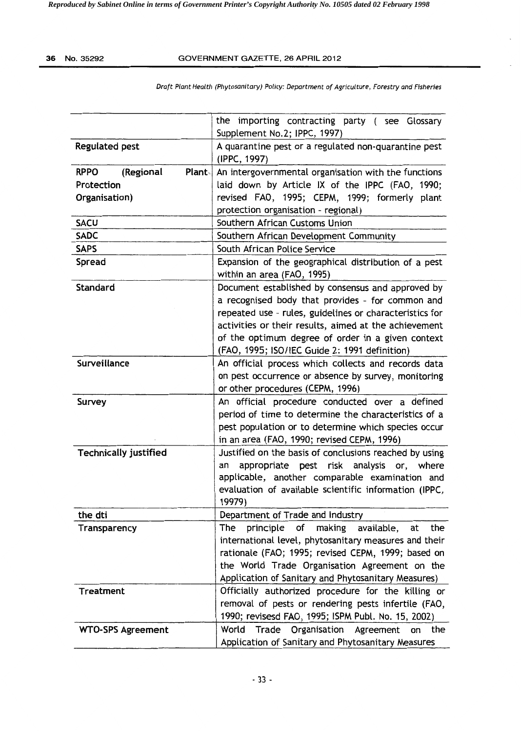| | |
|---|---|
| | the importing contracting party ( see Glossary Supplement No.2; IPPC, 1997) |
| **Regulated pest** | A quarantine pest or a regulated non-quarantine pest (IPPC, 1997) |
| **RPPO (Regional Plant Protection Organisation)** | An intergovernmental organisation with the functions laid down by Article IX of the IPPC (FAO, 1990; revised FAO, 1995; CEPM, 1999; formerly plant protection organisation - regional) |
| **SACU** | Southern African Customs Union |
| **SADC** | Southern African Development Community |
| **SAPS** | South African Police Service |
| **Spread** | Expansion of the geographical distribution of a pest within an area (FAO, 1995) |
| **Standard** | Document established by consensus and approved by a recognised body that provides - for common and repeated use - rules, guidelines or characteristics for activities or their results, aimed at the achievement of the optimum degree of order in a given context (FAO, 1995; ISO/IEC Guide 2: 1991 definition) |
| **Surveillance** | An official process which collects and records data on pest occurrence or absence by survey, monitoring or other procedures (CEPM, 1996) |
| **Survey** | An official procedure conducted over a defined period of time to determine the characteristics of a pest population or to determine which species occur in an area (FAO, 1990; revised CEPM, 1996) |
| **Technically justified** | Justified on the basis of conclusions reached by using an appropriate pest risk analysis or, where applicable, another comparable examination and evaluation of available scientific information (IPPC, 19979) |
| **the dti** | Department of Trade and Industry |
| **Transparency** | The principle of making available, at the international level, phytosanitary measures and their rationale (FAO; 1995; revised CEPM, 1999; based on the World Trade Organisation Agreement on the Application of Sanitary and Phytosanitary Measures) |
| **Treatment** | Officially authorized procedure for the killing or removal of pests or rendering pests infertile (FAO, 1990; revisesd FAO, 1995; ISPM Publ. No. 15, 2002) |
| **WTO-SPS Agreement** | World Trade Organisation Agreement on the Application of Sanitary and Phytosanitary Measures |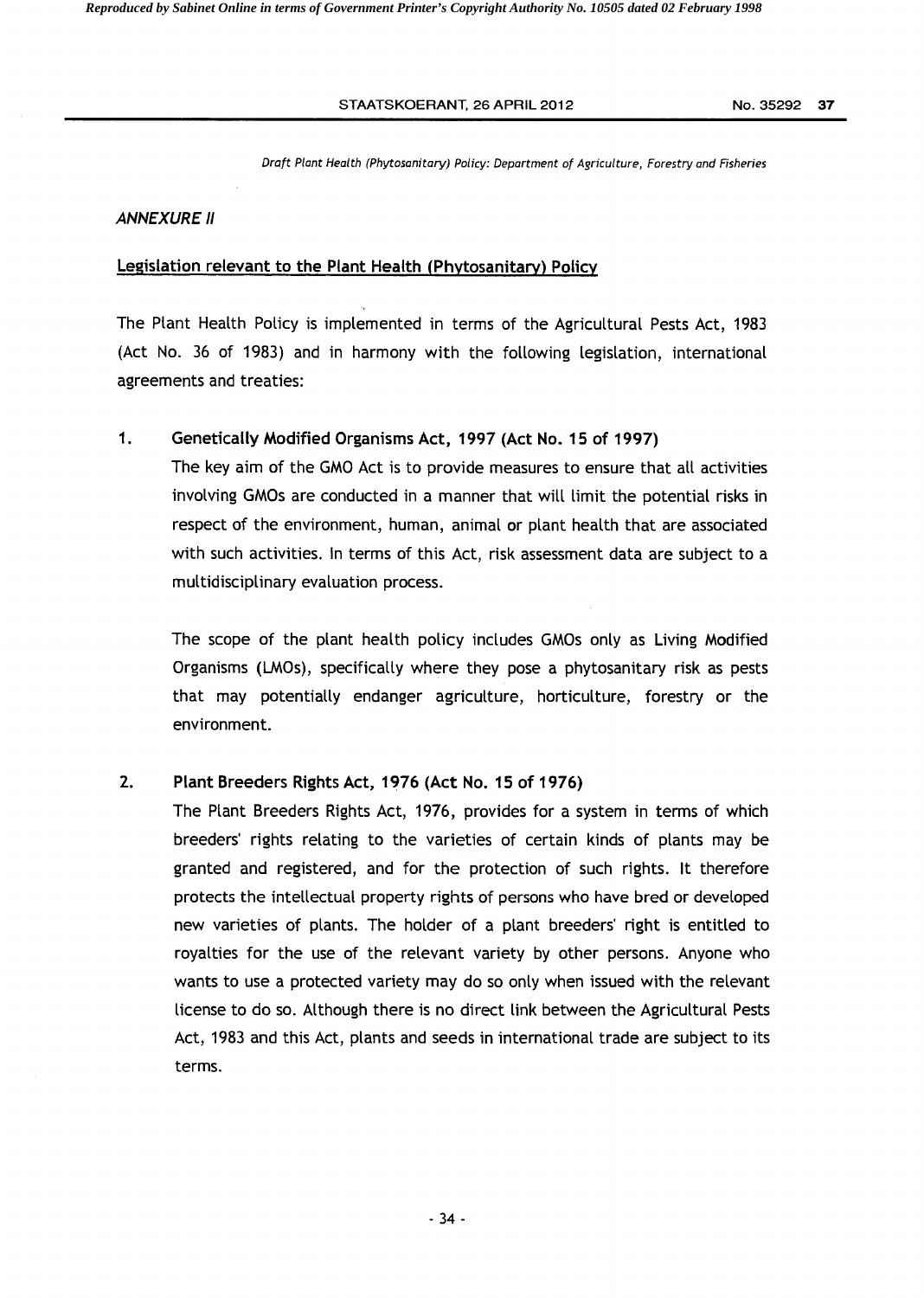## *ANNEXURE II*

### Legislation relevant to the Plant Health (Phytosanitary) Policy

The Plant Health Policy is implemented in terms of the Agricultural Pests Act, 1983 (Act No. 36 of 1983) and in harmony with the following legislation, international agreements and treaties:

1. **Genetically Modified Organisms Act, 1997 (Act No. 15 of 1997)**

   The key aim of the GMO Act is to provide measures to ensure that all activities involving GMOs are conducted in a manner that will limit the potential risks in respect of the environment, human, animal or plant health that are associated with such activities. In terms of this Act, risk assessment data are subject to a multidisciplinary evaluation process.

   The scope of the plant health policy includes GMOs only as Living Modified Organisms (LMOs), specifically where they pose a phytosanitary risk as pests that may potentially endanger agriculture, horticulture, forestry or the environment.

2. **Plant Breeders Rights Act, 1976 (Act No. 15 of 1976)**

   The Plant Breeders Rights Act, 1976, provides for a system in terms of which breeders' rights relating to the varieties of certain kinds of plants may be granted and registered, and for the protection of such rights. It therefore protects the intellectual property rights of persons who have bred or developed new varieties of plants. The holder of a plant breeders' right is entitled to royalties for the use of the relevant variety by other persons. Anyone who wants to use a protected variety may do so only when issued with the relevant license to do so. Although there is no direct link between the Agricultural Pests Act, 1983 and this Act, plants and seeds in international trade are subject to its terms.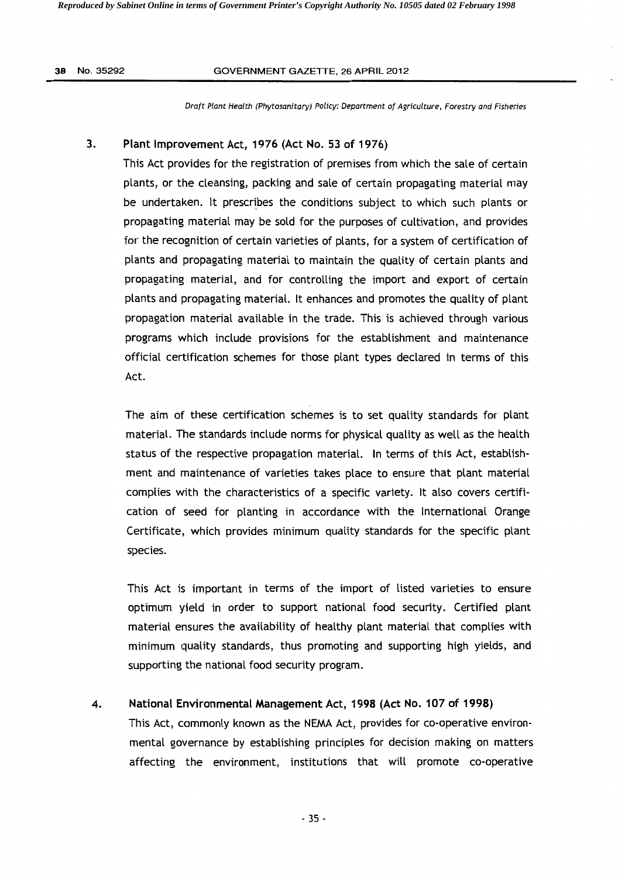### 3. Plant Improvement Act, 1976 (Act No. 53 of 1976)

This Act provides for the registration of premises from which the sale of certain plants, or the cleansing, packing and sale of certain propagating material may be undertaken. It prescribes the conditions subject to which such plants or propagating material may be sold for the purposes of cultivation, and provides for the recognition of certain varieties of plants, for a system of certification of plants and propagating material to maintain the quality of certain plants and propagating material, and for controlling the import and export of certain plants and propagating material. It enhances and promotes the quality of plant propagation material available in the trade. This is achieved through various programs which include provisions for the establishment and maintenance official certification schemes for those plant types declared in terms of this Act.

The aim of these certification schemes is to set quality standards for plant material. The standards include norms for physical quality as well as the health status of the respective propagation material. In terms of this Act, establishment and maintenance of varieties takes place to ensure that plant material complies with the characteristics of a specific variety. It also covers certification of seed for planting in accordance with the International Orange Certificate, which provides minimum quality standards for the specific plant species.

This Act is important in terms of the import of listed varieties to ensure optimum yield in order to support national food security. Certified plant material ensures the availability of healthy plant material that complies with minimum quality standards, thus promoting and supporting high yields, and supporting the national food security program.

### 4. National Environmental Management Act, 1998 (Act No. 107 of 1998)

This Act, commonly known as the NEMA Act, provides for co-operative environmental governance by establishing principles for decision making on matters affecting the environment, institutions that will promote co-operative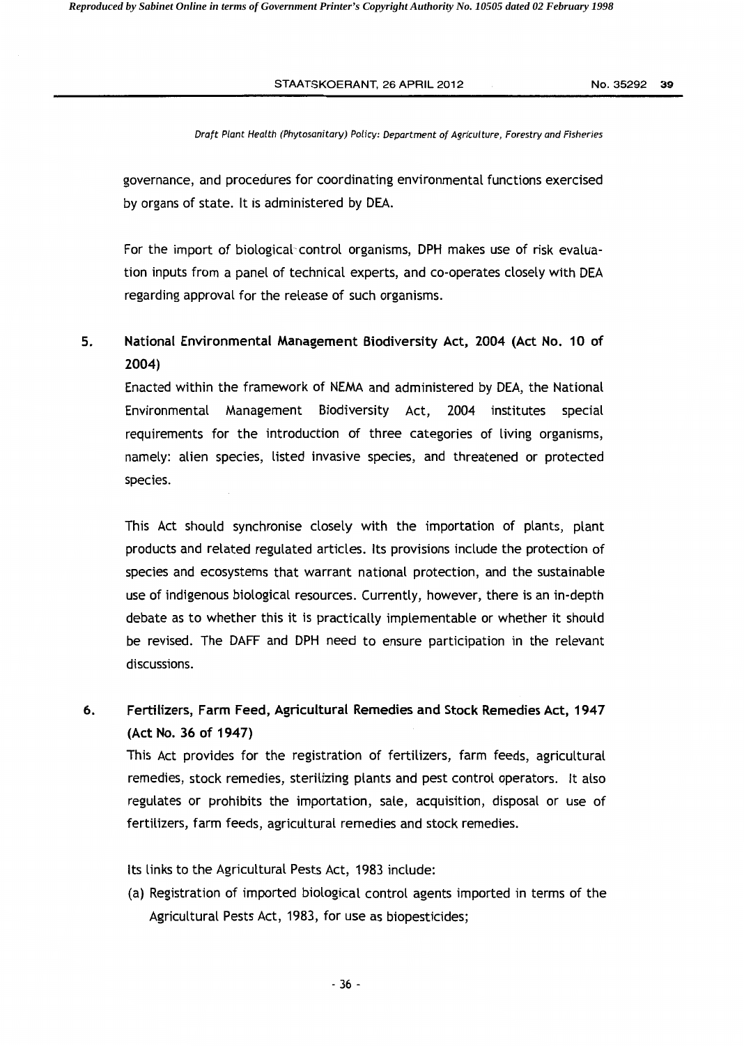governance, and procedures for coordinating environmental functions exercised by organs of state. It is administered by DEA.

For the import of biological control organisms, DPH makes use of risk evaluation inputs from a panel of technical experts, and co-operates closely with DEA regarding approval for the release of such organisms.

5. **National Environmental Management Biodiversity Act, 2004 (Act No. 10 of 2004)**

Enacted within the framework of NEMA and administered by DEA, the National Environmental Management Biodiversity Act, 2004 institutes special requirements for the introduction of three categories of living organisms, namely: alien species, listed invasive species, and threatened or protected species.

This Act should synchronise closely with the importation of plants, plant products and related regulated articles. Its provisions include the protection of species and ecosystems that warrant national protection, and the sustainable use of indigenous biological resources. Currently, however, there is an in-depth debate as to whether this it is practically implementable or whether it should be revised. The DAFF and DPH need to ensure participation in the relevant discussions.

6. **Fertilizers, Farm Feed, Agricultural Remedies and Stock Remedies Act, 1947 (Act No. 36 of 1947)**

This Act provides for the registration of fertilizers, farm feeds, agricultural remedies, stock remedies, sterilizing plants and pest control operators. It also regulates or prohibits the importation, sale, acquisition, disposal or use of fertilizers, farm feeds, agricultural remedies and stock remedies.

Its links to the Agricultural Pests Act, 1983 include:

(a) Registration of imported biological control agents imported in terms of the Agricultural Pests Act, 1983, for use as biopesticides;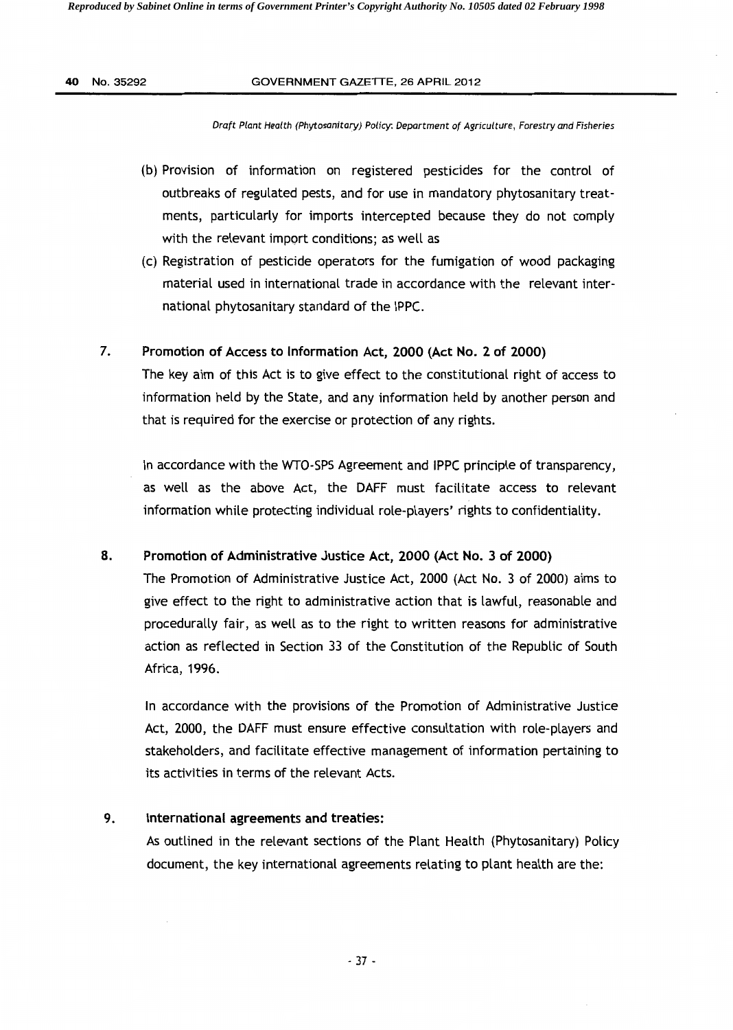(b) Provision of information on registered pesticides for the control of outbreaks of regulated pests, and for use in mandatory phytosanitary treatments, particularly for imports intercepted because they do not comply with the relevant import conditions; as well as

(c) Registration of pesticide operators for the fumigation of wood packaging material used in international trade in accordance with the relevant international phytosanitary standard of the IPPC.

**7. Promotion of Access to Information Act, 2000 (Act No. 2 of 2000)**

The key aim of this Act is to give effect to the constitutional right of access to information held by the State, and any information held by another person and that is required for the exercise or protection of any rights.

In accordance with the WTO-SPS Agreement and IPPC principle of transparency, as well as the above Act, the DAFF must facilitate access to relevant information while protecting individual role-players' rights to confidentiality.

**8. Promotion of Administrative Justice Act, 2000 (Act No. 3 of 2000)**

The Promotion of Administrative Justice Act, 2000 (Act No. 3 of 2000) aims to give effect to the right to administrative action that is lawful, reasonable and procedurally fair, as well as to the right to written reasons for administrative action as reflected in Section 33 of the Constitution of the Republic of South Africa, 1996.

In accordance with the provisions of the Promotion of Administrative Justice Act, 2000, the DAFF must ensure effective consultation with role-players and stakeholders, and facilitate effective management of information pertaining to its activities in terms of the relevant Acts.

**9. International agreements and treaties:**

As outlined in the relevant sections of the Plant Health (Phytosanitary) Policy document, the key international agreements relating to plant health are the: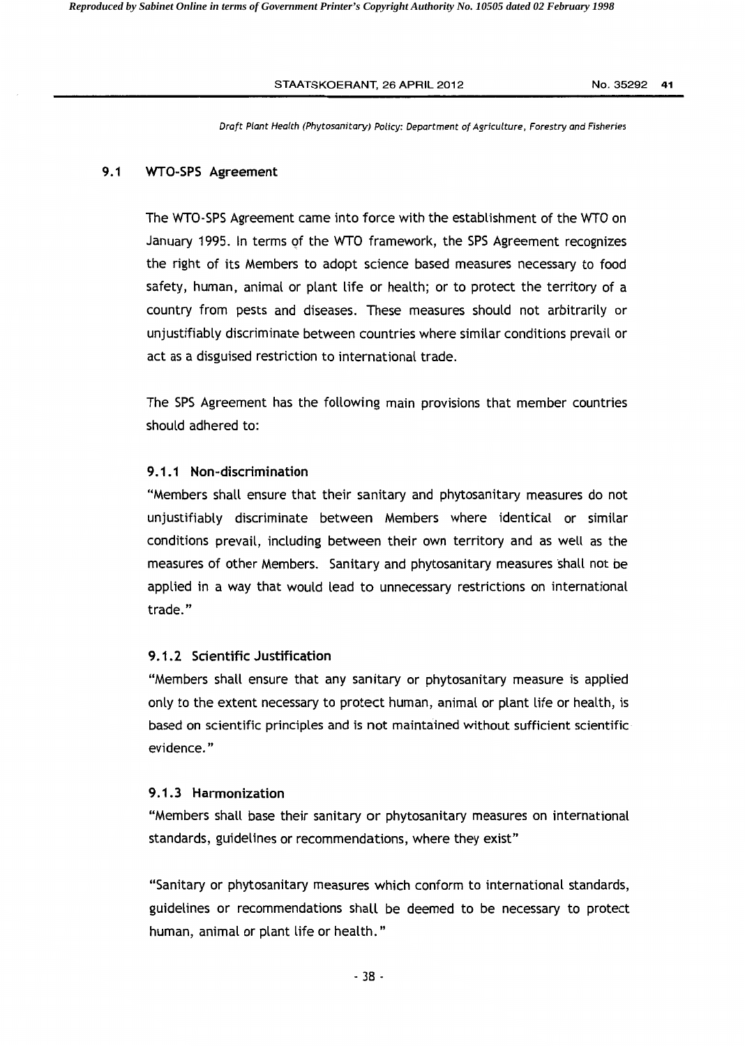## 9.1 WTO-SPS Agreement

The WTO-SPS Agreement came into force with the establishment of the WTO on January 1995. In terms of the WTO framework, the SPS Agreement recognizes the right of its Members to adopt science based measures necessary to food safety, human, animal or plant life or health; or to protect the territory of a country from pests and diseases. These measures should not arbitrarily or unjustifiably discriminate between countries where similar conditions prevail or act as a disguised restriction to international trade.

The SPS Agreement has the following main provisions that member countries should adhered to:

### 9.1.1 Non-discrimination

"Members shall ensure that their sanitary and phytosanitary measures do not unjustifiably discriminate between Members where identical or similar conditions prevail, including between their own territory and as well as the measures of other Members. Sanitary and phytosanitary measures shall not be applied in a way that would lead to unnecessary restrictions on international trade."

### 9.1.2 Scientific Justification

"Members shall ensure that any sanitary or phytosanitary measure is applied only to the extent necessary to protect human, animal or plant life or health, is based on scientific principles and is not maintained without sufficient scientific evidence."

### 9.1.3 Harmonization

"Members shall base their sanitary or phytosanitary measures on international standards, guidelines or recommendations, where they exist"

"Sanitary or phytosanitary measures which conform to international standards, guidelines or recommendations shall be deemed to be necessary to protect human, animal or plant life or health."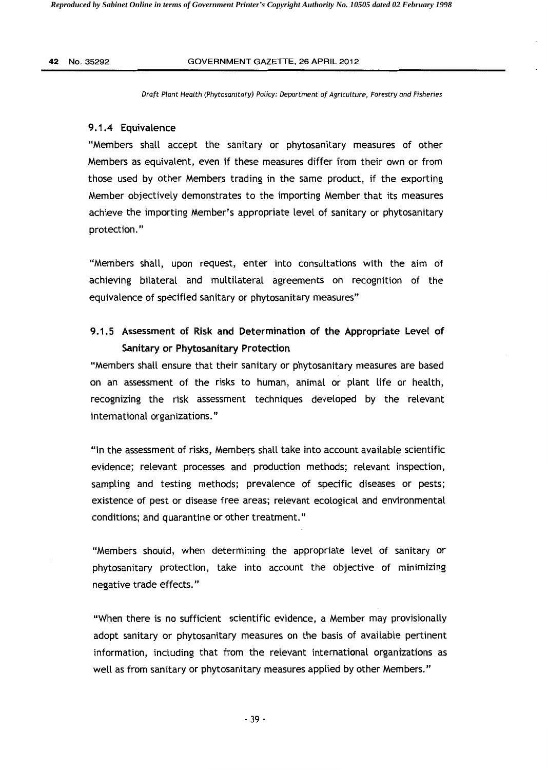### 9.1.4 Equivalence

"Members shall accept the sanitary or phytosanitary measures of other Members as equivalent, even if these measures differ from their own or from those used by other Members trading in the same product, if the exporting Member objectively demonstrates to the importing Member that its measures achieve the importing Member's appropriate level of sanitary or phytosanitary protection."

"Members shall, upon request, enter into consultations with the aim of achieving bilateral and multilateral agreements on recognition of the equivalence of specified sanitary or phytosanitary measures"

### 9.1.5 Assessment of Risk and Determination of the Appropriate Level of Sanitary or Phytosanitary Protection

"Members shall ensure that their sanitary or phytosanitary measures are based on an assessment of the risks to human, animal or plant life or health, recognizing the risk assessment techniques developed by the relevant international organizations."

"In the assessment of risks, Members shall take into account available scientific evidence; relevant processes and production methods; relevant inspection, sampling and testing methods; prevalence of specific diseases or pests; existence of pest or disease free areas; relevant ecological and environmental conditions; and quarantine or other treatment."

"Members should, when determining the appropriate level of sanitary or phytosanitary protection, take into account the objective of minimizing negative trade effects."

"When there is no sufficient scientific evidence, a Member may provisionally adopt sanitary or phytosanitary measures on the basis of available pertinent information, including that from the relevant international organizations as well as from sanitary or phytosanitary measures applied by other Members."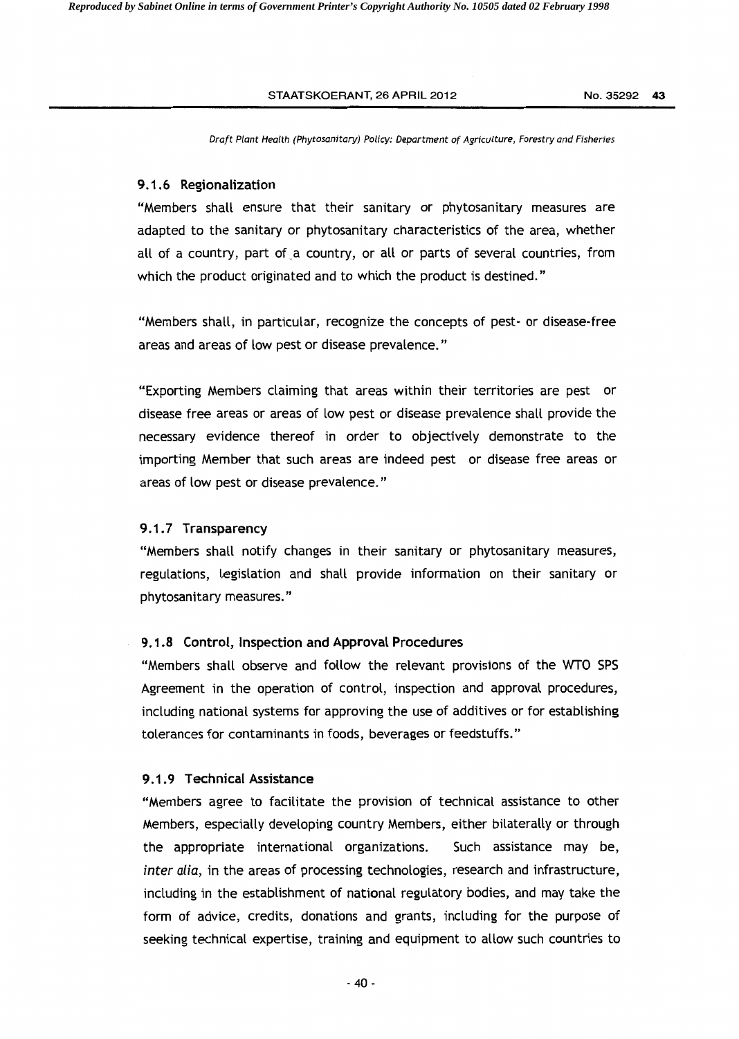### 9.1.6 Regionalization

"Members shall ensure that their sanitary or phytosanitary measures are adapted to the sanitary or phytosanitary characteristics of the area, whether all of a country, part of a country, or all or parts of several countries, from which the product originated and to which the product is destined."

"Members shall, in particular, recognize the concepts of pest- or disease-free areas and areas of low pest or disease prevalence."

"Exporting Members claiming that areas within their territories are pest or disease free areas or areas of low pest or disease prevalence shall provide the necessary evidence thereof in order to objectively demonstrate to the importing Member that such areas are indeed pest or disease free areas or areas of low pest or disease prevalence."

### 9.1.7 Transparency

"Members shall notify changes in their sanitary or phytosanitary measures, regulations, legislation and shall provide information on their sanitary or phytosanitary measures."

### 9.1.8 Control, Inspection and Approval Procedures

"Members shall observe and follow the relevant provisions of the WTO SPS Agreement in the operation of control, inspection and approval procedures, including national systems for approving the use of additives or for establishing tolerances for contaminants in foods, beverages or feedstuffs."

### 9.1.9 Technical Assistance

"Members agree to facilitate the provision of technical assistance to other Members, especially developing country Members, either bilaterally or through the appropriate international organizations. Such assistance may be, *inter alia*, in the areas of processing technologies, research and infrastructure, including in the establishment of national regulatory bodies, and may take the form of advice, credits, donations and grants, including for the purpose of seeking technical expertise, training and equipment to allow such countries to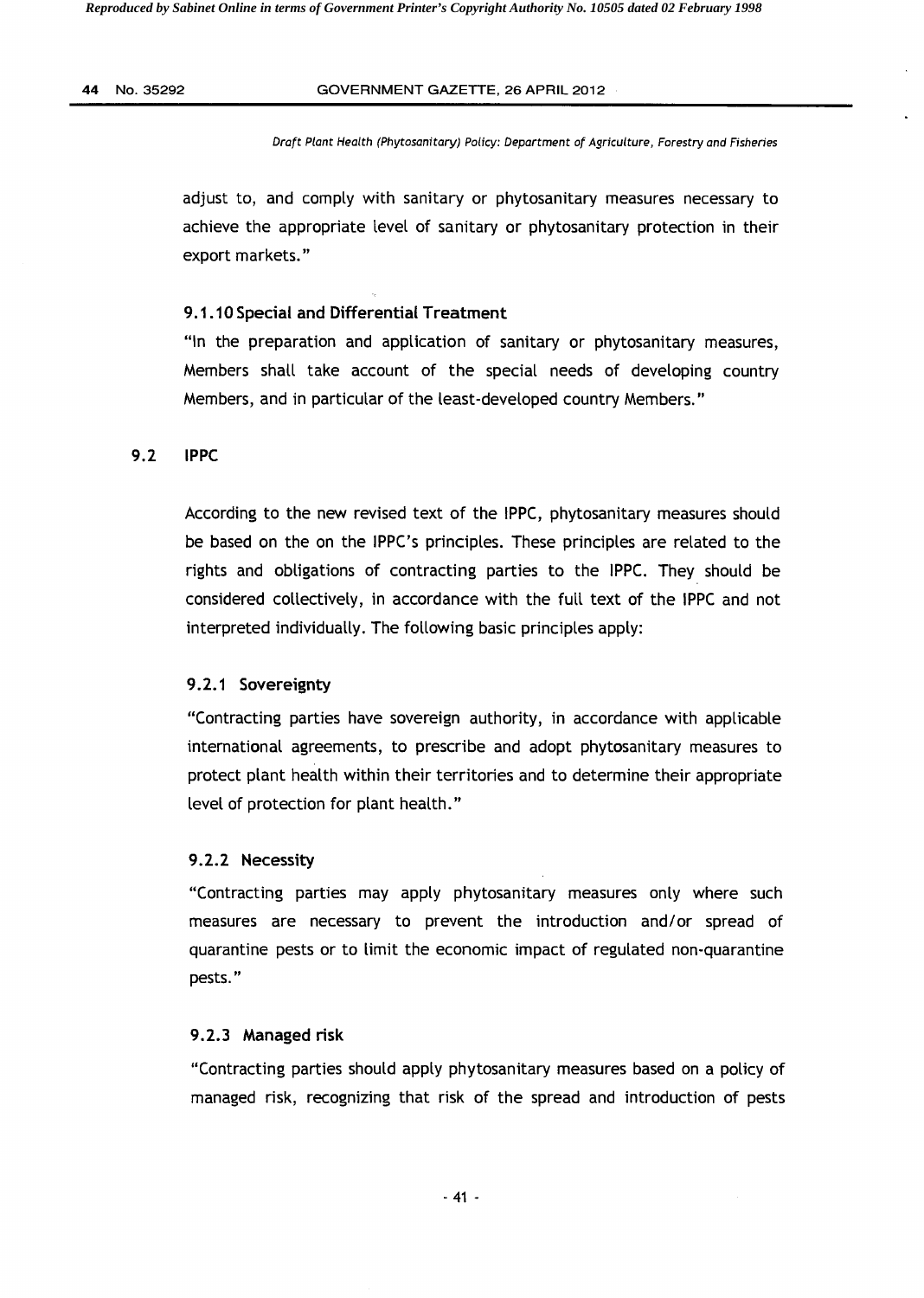adjust to, and comply with sanitary or phytosanitary measures necessary to achieve the appropriate level of sanitary or phytosanitary protection in their export markets."

### 9.1.10 Special and Differential Treatment

"In the preparation and application of sanitary or phytosanitary measures, Members shall take account of the special needs of developing country Members, and in particular of the least-developed country Members."

## 9.2 IPPC

According to the new revised text of the IPPC, phytosanitary measures should be based on the on the IPPC's principles. These principles are related to the rights and obligations of contracting parties to the IPPC. They should be considered collectively, in accordance with the full text of the IPPC and not interpreted individually. The following basic principles apply:

### 9.2.1 Sovereignty

"Contracting parties have sovereign authority, in accordance with applicable international agreements, to prescribe and adopt phytosanitary measures to protect plant health within their territories and to determine their appropriate level of protection for plant health."

### 9.2.2 Necessity

"Contracting parties may apply phytosanitary measures only where such measures are necessary to prevent the introduction and/or spread of quarantine pests or to limit the economic impact of regulated non-quarantine pests."

### 9.2.3 Managed risk

"Contracting parties should apply phytosanitary measures based on a policy of managed risk, recognizing that risk of the spread and introduction of pests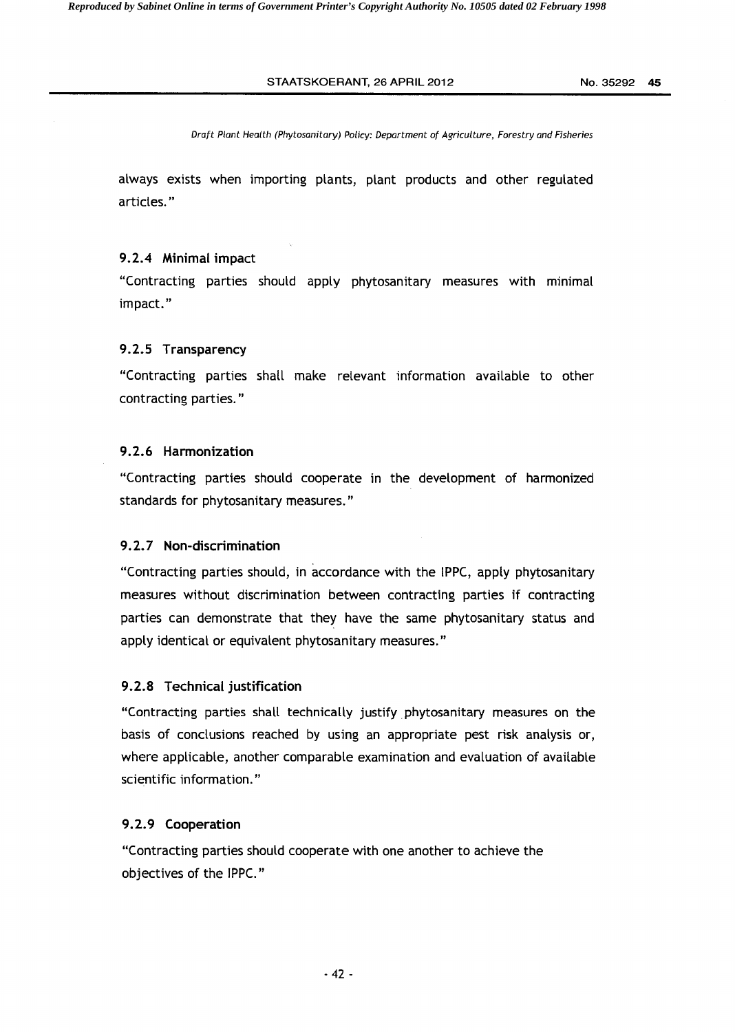always exists when importing plants, plant products and other regulated articles."

### 9.2.4 Minimal impact

"Contracting parties should apply phytosanitary measures with minimal impact."

### 9.2.5 Transparency

"Contracting parties shall make relevant information available to other contracting parties."

### 9.2.6 Harmonization

"Contracting parties should cooperate in the development of harmonized standards for phytosanitary measures."

### 9.2.7 Non-discrimination

"Contracting parties should, in accordance with the IPPC, apply phytosanitary measures without discrimination between contracting parties if contracting parties can demonstrate that they have the same phytosanitary status and apply identical or equivalent phytosanitary measures."

### 9.2.8 Technical justification

"Contracting parties shall technically justify phytosanitary measures on the basis of conclusions reached by using an appropriate pest risk analysis or, where applicable, another comparable examination and evaluation of available scientific information."

### 9.2.9 Cooperation

"Contracting parties should cooperate with one another to achieve the objectives of the IPPC."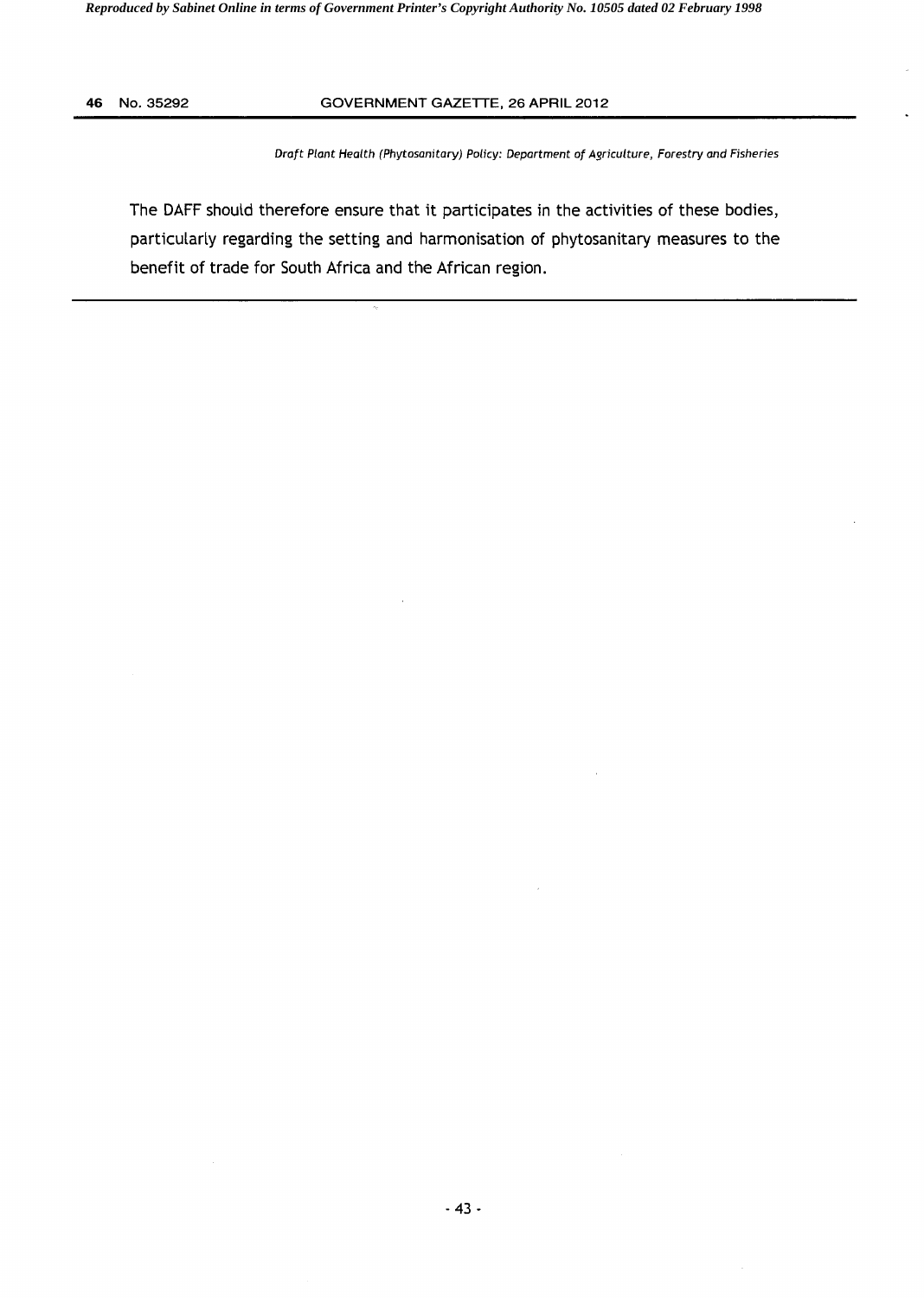The DAFF should therefore ensure that it participates in the activities of these bodies, particularly regarding the setting and harmonisation of phytosanitary measures to the benefit of trade for South Africa and the African region.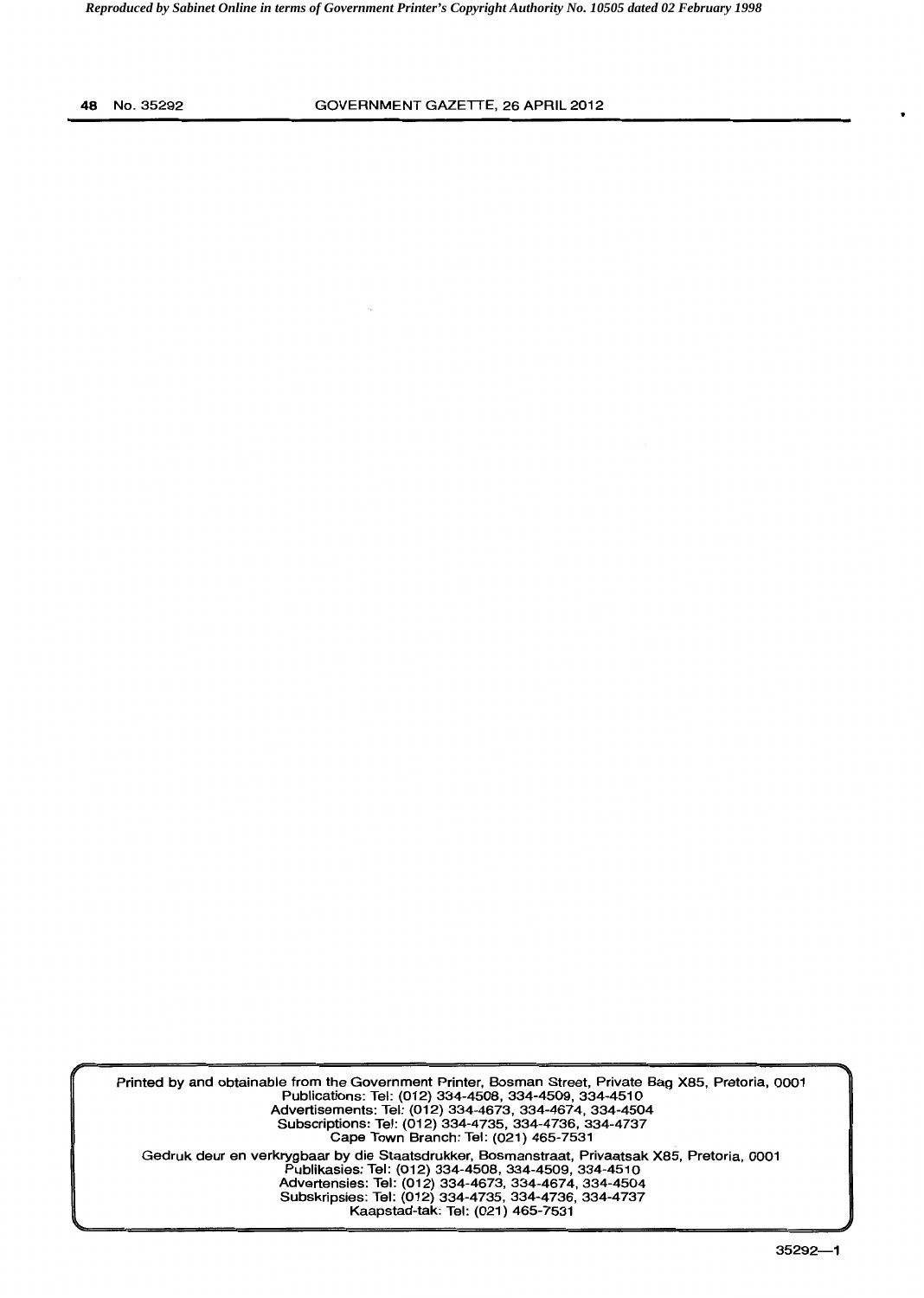Printed by and obtainable from the Government Printer, Bosman Street, Private Bag X85, Pretoria, 0001
Publications: Tel: (012) 334-4508, 334-4509, 334-4510
Advertisements: Tel: (012) 334-4673, 334-4674, 334-4504
Subscriptions: Tel: (012) 334-4735, 334-4736, 334-4737
Cape Town Branch: Tel: (021) 465-7531

Gedruk deur en verkrygbaar by die Staatsdrukker, Bosmanstraat, Privaatsak X85, Pretoria, 0001
Publikasies: Tel: (012) 334-4508, 334-4509, 334-4510
Advertensies: Tel: (012) 334-4673, 334-4674, 334-4504
Subskripsies: Tel: (012) 334-4735, 334-4736, 334-4737
Kaapstad-tak: Tel: (021) 465-7531

35292—1